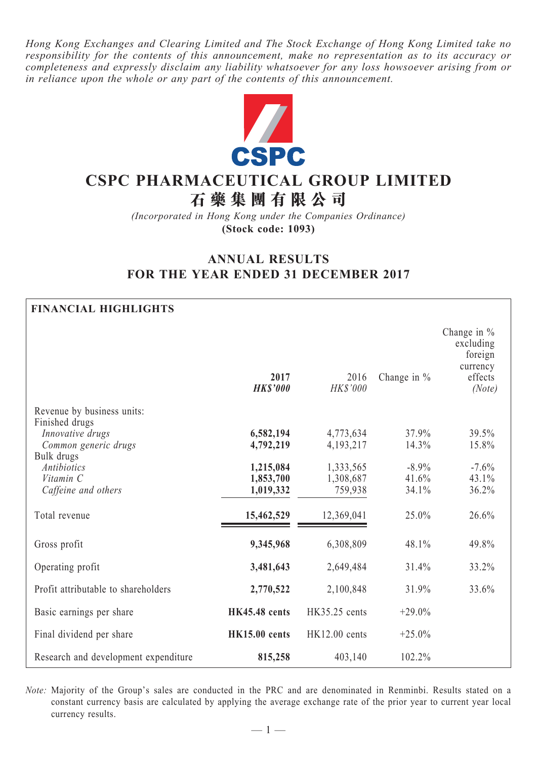*Hong Kong Exchanges and Clearing Limited and The Stock Exchange of Hong Kong Limited take no responsibility for the contents of this announcement, make no representation as to its accuracy or completeness and expressly disclaim any liability whatsoever for any loss howsoever arising from or in reliance upon the whole or any part of the contents of this announcement.*

# CSPC PHARMACEUTICAL GROUP LIMITED
# 石藥集團有限公司

*(Incorporated in Hong Kong under the Companies Ordinance)*
**(Stock code: 1093)**

## ANNUAL RESULTS FOR THE YEAR ENDED 31 DECEMBER 2017

**FINANCIAL HIGHLIGHTS**

| | **2017** *HK$'000* | 2016 *HK$'000* | Change in % | Change in % excluding foreign currency effects *(Note)* |
|---|---|---|---|---|
| Revenue by business units: | | | | |
| Finished drugs | | | | |
| *Innovative drugs* | **6,582,194** | 4,773,634 | 37.9% | 39.5% |
| *Common generic drugs* | **4,792,219** | 4,193,217 | 14.3% | 15.8% |
| Bulk drugs | | | | |
| *Antibiotics* | **1,215,084** | 1,333,565 | -8.9% | -7.6% |
| *Vitamin C* | **1,853,700** | 1,308,687 | 41.6% | 43.1% |
| *Caffeine and others* | **1,019,332** | 759,938 | 34.1% | 36.2% |
| Total revenue | **15,462,529** | 12,369,041 | 25.0% | 26.6% |
| Gross profit | **9,345,968** | 6,308,809 | 48.1% | 49.8% |
| Operating profit | **3,481,643** | 2,649,484 | 31.4% | 33.2% |
| Profit attributable to shareholders | **2,770,522** | 2,100,848 | 31.9% | 33.6% |
| Basic earnings per share | **HK45.48 cents** | HK35.25 cents | +29.0% | |
| Final dividend per share | **HK15.00 cents** | HK12.00 cents | +25.0% | |
| Research and development expenditure | **815,258** | 403,140 | 102.2% | |

*Note:* Majority of the Group's sales are conducted in the PRC and are denominated in Renminbi. Results stated on a constant currency basis are calculated by applying the average exchange rate of the prior year to current year local currency results.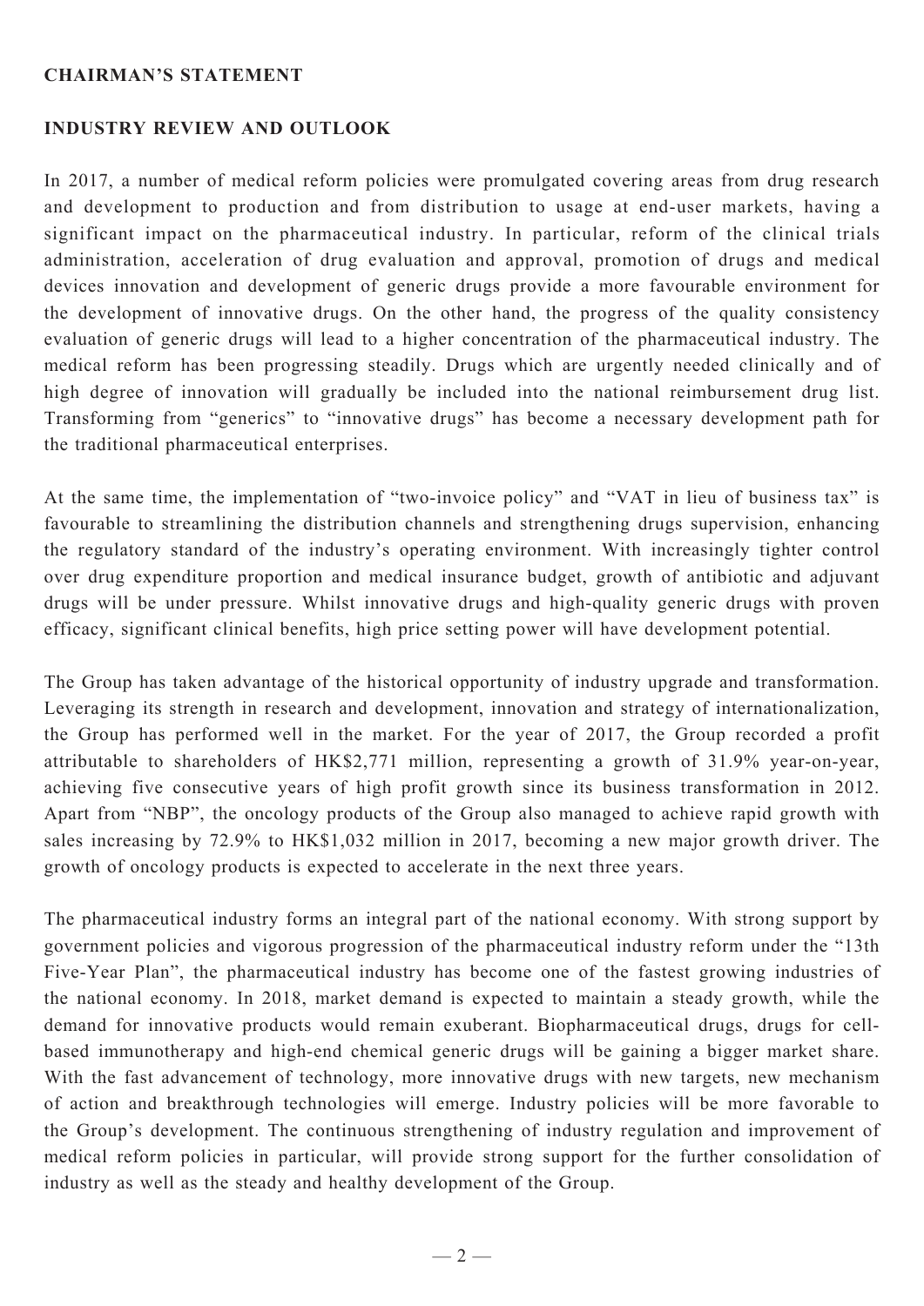## CHAIRMAN'S STATEMENT

### INDUSTRY REVIEW AND OUTLOOK

In 2017, a number of medical reform policies were promulgated covering areas from drug research and development to production and from distribution to usage at end-user markets, having a significant impact on the pharmaceutical industry. In particular, reform of the clinical trials administration, acceleration of drug evaluation and approval, promotion of drugs and medical devices innovation and development of generic drugs provide a more favourable environment for the development of innovative drugs. On the other hand, the progress of the quality consistency evaluation of generic drugs will lead to a higher concentration of the pharmaceutical industry. The medical reform has been progressing steadily. Drugs which are urgently needed clinically and of high degree of innovation will gradually be included into the national reimbursement drug list. Transforming from "generics" to "innovative drugs" has become a necessary development path for the traditional pharmaceutical enterprises.

At the same time, the implementation of "two-invoice policy" and "VAT in lieu of business tax" is favourable to streamlining the distribution channels and strengthening drugs supervision, enhancing the regulatory standard of the industry's operating environment. With increasingly tighter control over drug expenditure proportion and medical insurance budget, growth of antibiotic and adjuvant drugs will be under pressure. Whilst innovative drugs and high-quality generic drugs with proven efficacy, significant clinical benefits, high price setting power will have development potential.

The Group has taken advantage of the historical opportunity of industry upgrade and transformation. Leveraging its strength in research and development, innovation and strategy of internationalization, the Group has performed well in the market. For the year of 2017, the Group recorded a profit attributable to shareholders of HK$2,771 million, representing a growth of 31.9% year-on-year, achieving five consecutive years of high profit growth since its business transformation in 2012. Apart from "NBP", the oncology products of the Group also managed to achieve rapid growth with sales increasing by 72.9% to HK$1,032 million in 2017, becoming a new major growth driver. The growth of oncology products is expected to accelerate in the next three years.

The pharmaceutical industry forms an integral part of the national economy. With strong support by government policies and vigorous progression of the pharmaceutical industry reform under the "13th Five-Year Plan", the pharmaceutical industry has become one of the fastest growing industries of the national economy. In 2018, market demand is expected to maintain a steady growth, while the demand for innovative products would remain exuberant. Biopharmaceutical drugs, drugs for cell-based immunotherapy and high-end chemical generic drugs will be gaining a bigger market share. With the fast advancement of technology, more innovative drugs with new targets, new mechanism of action and breakthrough technologies will emerge. Industry policies will be more favorable to the Group's development. The continuous strengthening of industry regulation and improvement of medical reform policies in particular, will provide strong support for the further consolidation of industry as well as the steady and healthy development of the Group.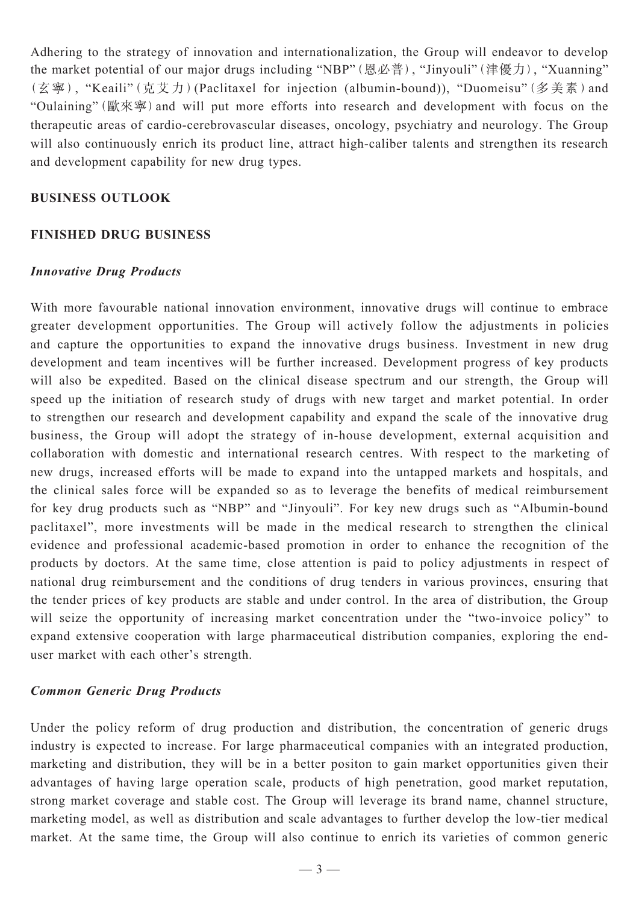Adhering to the strategy of innovation and internationalization, the Group will endeavor to develop the market potential of our major drugs including "NBP"(恩必普), "Jinyouli"(津優力), "Xuanning"(玄寧), "Keaili"(克艾力)(Paclitaxel for injection (albumin-bound)), "Duomeisu"(多美素) and "Oulaining"(歐來寧) and will put more efforts into research and development with focus on the therapeutic areas of cardio-cerebrovascular diseases, oncology, psychiatry and neurology. The Group will also continuously enrich its product line, attract high-caliber talents and strengthen its research and development capability for new drug types.

## BUSINESS OUTLOOK

## FINISHED DRUG BUSINESS

### *Innovative Drug Products*

With more favourable national innovation environment, innovative drugs will continue to embrace greater development opportunities. The Group will actively follow the adjustments in policies and capture the opportunities to expand the innovative drugs business. Investment in new drug development and team incentives will be further increased. Development progress of key products will also be expedited. Based on the clinical disease spectrum and our strength, the Group will speed up the initiation of research study of drugs with new target and market potential. In order to strengthen our research and development capability and expand the scale of the innovative drug business, the Group will adopt the strategy of in-house development, external acquisition and collaboration with domestic and international research centres. With respect to the marketing of new drugs, increased efforts will be made to expand into the untapped markets and hospitals, and the clinical sales force will be expanded so as to leverage the benefits of medical reimbursement for key drug products such as "NBP" and "Jinyouli". For key new drugs such as "Albumin-bound paclitaxel", more investments will be made in the medical research to strengthen the clinical evidence and professional academic-based promotion in order to enhance the recognition of the products by doctors. At the same time, close attention is paid to policy adjustments in respect of national drug reimbursement and the conditions of drug tenders in various provinces, ensuring that the tender prices of key products are stable and under control. In the area of distribution, the Group will seize the opportunity of increasing market concentration under the "two-invoice policy" to expand extensive cooperation with large pharmaceutical distribution companies, exploring the end-user market with each other's strength.

### *Common Generic Drug Products*

Under the policy reform of drug production and distribution, the concentration of generic drugs industry is expected to increase. For large pharmaceutical companies with an integrated production, marketing and distribution, they will be in a better positon to gain market opportunities given their advantages of having large operation scale, products of high penetration, good market reputation, strong market coverage and stable cost. The Group will leverage its brand name, channel structure, marketing model, as well as distribution and scale advantages to further develop the low-tier medical market. At the same time, the Group will also continue to enrich its varieties of common generic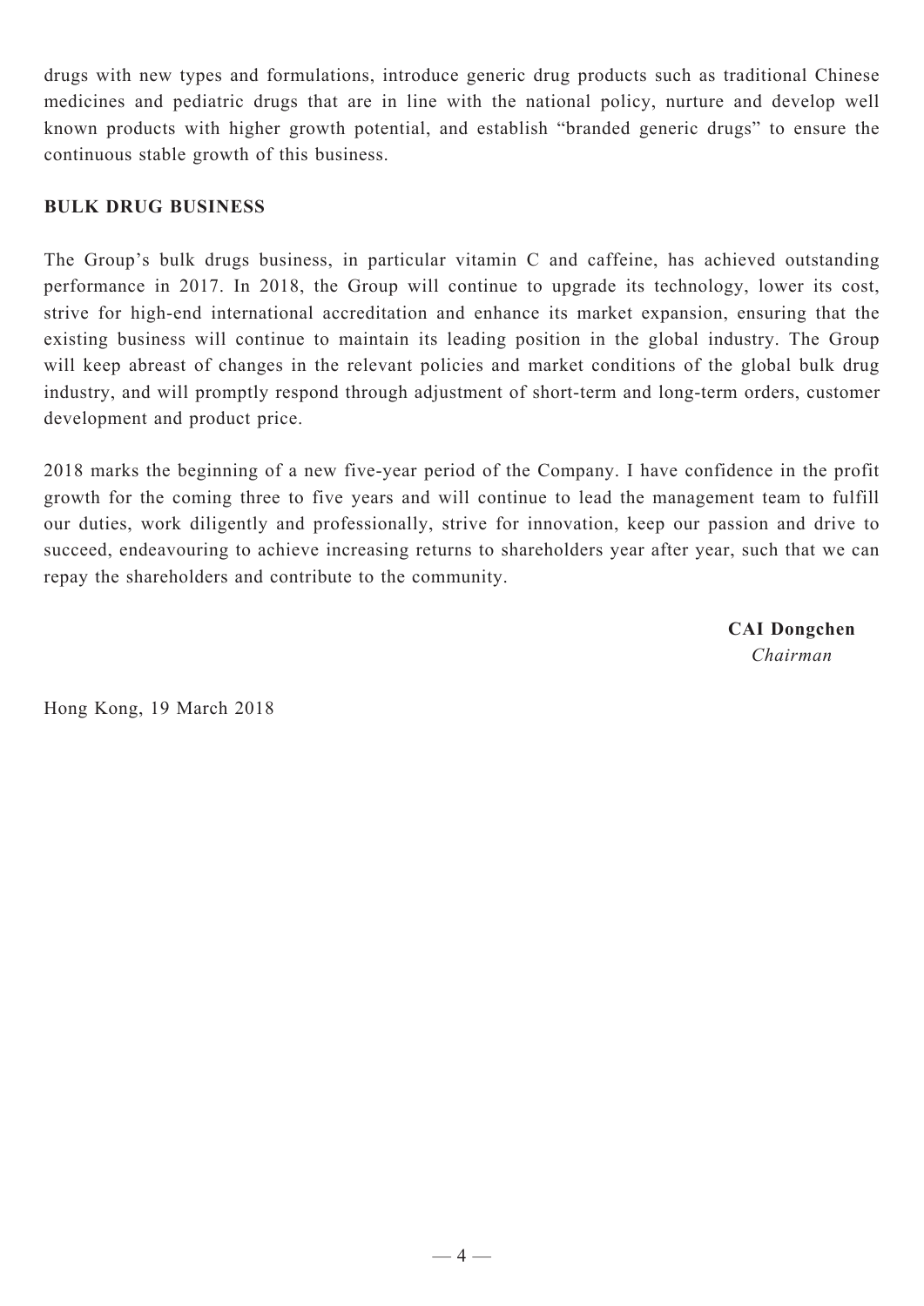drugs with new types and formulations, introduce generic drug products such as traditional Chinese medicines and pediatric drugs that are in line with the national policy, nurture and develop well known products with higher growth potential, and establish "branded generic drugs" to ensure the continuous stable growth of this business.

## BULK DRUG BUSINESS

The Group's bulk drugs business, in particular vitamin C and caffeine, has achieved outstanding performance in 2017. In 2018, the Group will continue to upgrade its technology, lower its cost, strive for high-end international accreditation and enhance its market expansion, ensuring that the existing business will continue to maintain its leading position in the global industry. The Group will keep abreast of changes in the relevant policies and market conditions of the global bulk drug industry, and will promptly respond through adjustment of short-term and long-term orders, customer development and product price.

2018 marks the beginning of a new five-year period of the Company. I have confidence in the profit growth for the coming three to five years and will continue to lead the management team to fulfill our duties, work diligently and professionally, strive for innovation, keep our passion and drive to succeed, endeavouring to achieve increasing returns to shareholders year after year, such that we can repay the shareholders and contribute to the community.

**CAI Dongchen**
*Chairman*

Hong Kong, 19 March 2018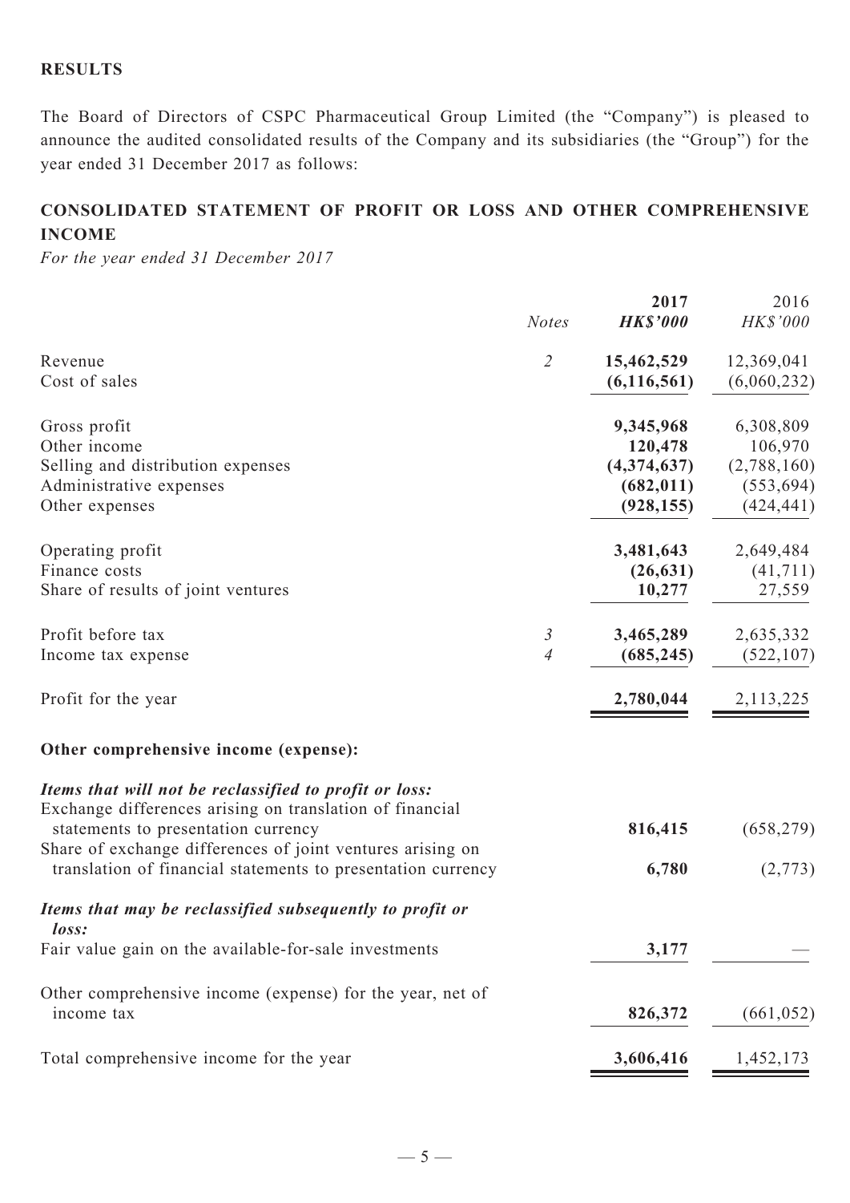## RESULTS

The Board of Directors of CSPC Pharmaceutical Group Limited (the "Company") is pleased to announce the audited consolidated results of the Company and its subsidiaries (the "Group") for the year ended 31 December 2017 as follows:

## CONSOLIDATED STATEMENT OF PROFIT OR LOSS AND OTHER COMPREHENSIVE INCOME

*For the year ended 31 December 2017*

| | Notes | 2017 HK$'000 | 2016 HK$'000 |
|---|---|---|---|
| Revenue | 2 | **15,462,529** | 12,369,041 |
| Cost of sales | | **(6,116,561)** | (6,060,232) |
| Gross profit | | **9,345,968** | 6,308,809 |
| Other income | | **120,478** | 106,970 |
| Selling and distribution expenses | | **(4,374,637)** | (2,788,160) |
| Administrative expenses | | **(682,011)** | (553,694) |
| Other expenses | | **(928,155)** | (424,441) |
| Operating profit | | **3,481,643** | 2,649,484 |
| Finance costs | | **(26,631)** | (41,711) |
| Share of results of joint ventures | | **10,277** | 27,559 |
| Profit before tax | 3 | **3,465,289** | 2,635,332 |
| Income tax expense | 4 | **(685,245)** | (522,107) |
| Profit for the year | | **2,780,044** | 2,113,225 |
| **Other comprehensive income (expense):** | | | |
| ***Items that will not be reclassified to profit or loss:*** | | | |
| Exchange differences arising on translation of financial statements to presentation currency | | **816,415** | (658,279) |
| Share of exchange differences of joint ventures arising on translation of financial statements to presentation currency | | **6,780** | (2,773) |
| ***Items that may be reclassified subsequently to profit or loss:*** | | | |
| Fair value gain on the available-for-sale investments | | **3,177** | — |
| Other comprehensive income (expense) for the year, net of income tax | | **826,372** | (661,052) |
| Total comprehensive income for the year | | **3,606,416** | 1,452,173 |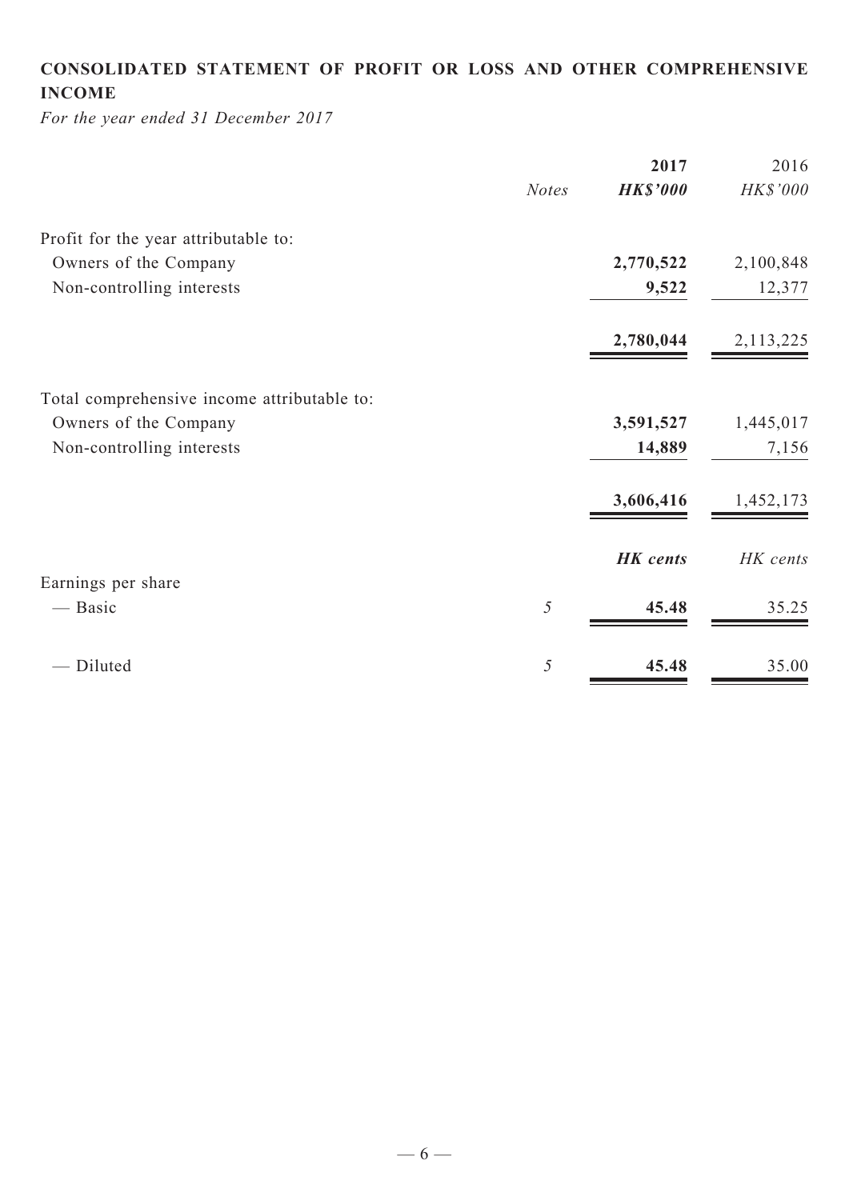## CONSOLIDATED STATEMENT OF PROFIT OR LOSS AND OTHER COMPREHENSIVE INCOME

*For the year ended 31 December 2017*

| | *Notes* | **2017** | 2016 |
|---|---|---|---|
| | | ***HK$'000*** | *HK$'000* |
| Profit for the year attributable to: | | | |
| Owners of the Company | | **2,770,522** | 2,100,848 |
| Non-controlling interests | | **9,522** | 12,377 |
| | | **2,780,044** | 2,113,225 |
| Total comprehensive income attributable to: | | | |
| Owners of the Company | | **3,591,527** | 1,445,017 |
| Non-controlling interests | | **14,889** | 7,156 |
| | | **3,606,416** | 1,452,173 |
| | | ***HK cents*** | *HK cents* |
| Earnings per share | | | |
| — Basic | *5* | **45.48** | 35.25 |
| — Diluted | *5* | **45.48** | 35.00 |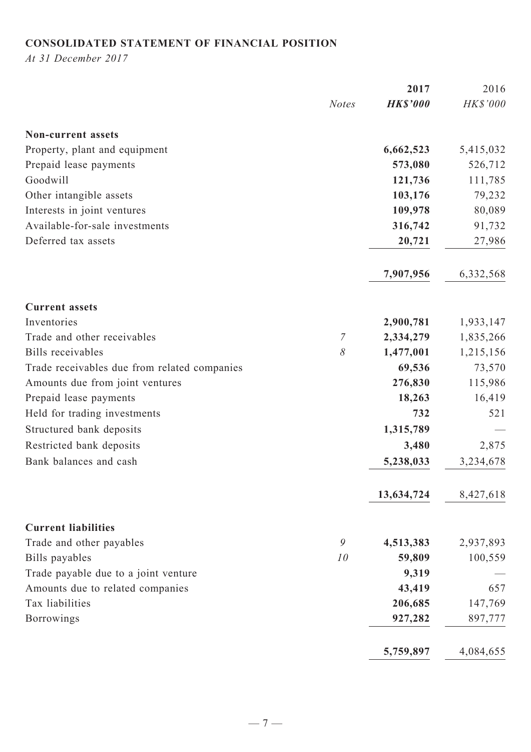**CONSOLIDATED STATEMENT OF FINANCIAL POSITION**

*At 31 December 2017*

| | *Notes* | **2017** | 2016 |
|---|---|---|---|
| | | ***HK$'000*** | *HK$'000* |
| **Non-current assets** | | | |
| Property, plant and equipment | | **6,662,523** | 5,415,032 |
| Prepaid lease payments | | **573,080** | 526,712 |
| Goodwill | | **121,736** | 111,785 |
| Other intangible assets | | **103,176** | 79,232 |
| Interests in joint ventures | | **109,978** | 80,089 |
| Available-for-sale investments | | **316,742** | 91,732 |
| Deferred tax assets | | **20,721** | 27,986 |
| | | **7,907,956** | 6,332,568 |
| **Current assets** | | | |
| Inventories | | **2,900,781** | 1,933,147 |
| Trade and other receivables | *7* | **2,334,279** | 1,835,266 |
| Bills receivables | *8* | **1,477,001** | 1,215,156 |
| Trade receivables due from related companies | | **69,536** | 73,570 |
| Amounts due from joint ventures | | **276,830** | 115,986 |
| Prepaid lease payments | | **18,263** | 16,419 |
| Held for trading investments | | **732** | 521 |
| Structured bank deposits | | **1,315,789** | — |
| Restricted bank deposits | | **3,480** | 2,875 |
| Bank balances and cash | | **5,238,033** | 3,234,678 |
| | | **13,634,724** | 8,427,618 |
| **Current liabilities** | | | |
| Trade and other payables | *9* | **4,513,383** | 2,937,893 |
| Bills payables | *10* | **59,809** | 100,559 |
| Trade payable due to a joint venture | | **9,319** | — |
| Amounts due to related companies | | **43,419** | 657 |
| Tax liabilities | | **206,685** | 147,769 |
| Borrowings | | **927,282** | 897,777 |
| | | **5,759,897** | 4,084,655 |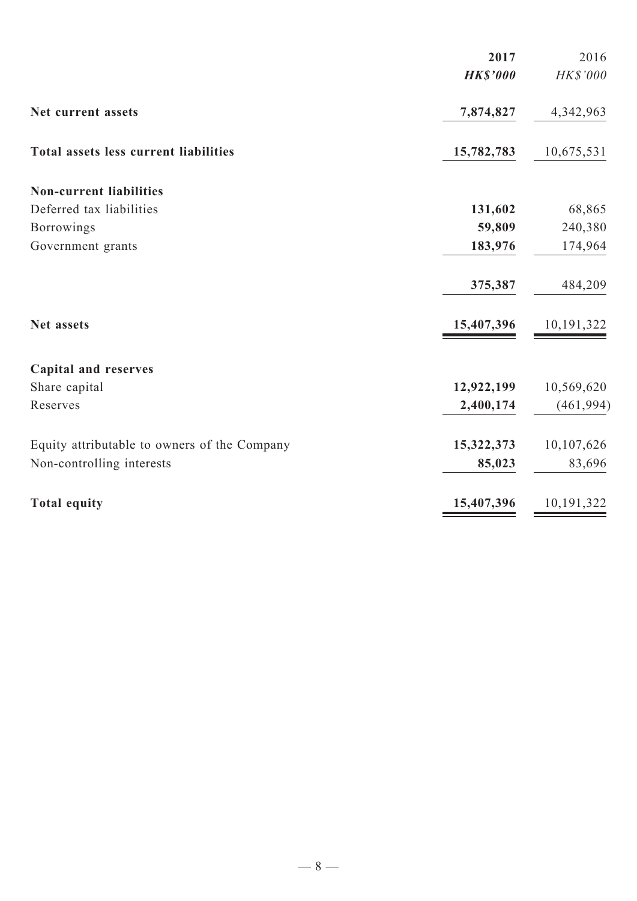| | 2017 | 2016 |
|---|---|---|
| | ***HK$'000*** | *HK$'000* |
| **Net current assets** | **7,874,827** | 4,342,963 |
| **Total assets less current liabilities** | **15,782,783** | 10,675,531 |
| **Non-current liabilities** | | |
| Deferred tax liabilities | **131,602** | 68,865 |
| Borrowings | **59,809** | 240,380 |
| Government grants | **183,976** | 174,964 |
| | **375,387** | 484,209 |
| **Net assets** | **15,407,396** | 10,191,322 |
| **Capital and reserves** | | |
| Share capital | **12,922,199** | 10,569,620 |
| Reserves | **2,400,174** | (461,994) |
| Equity attributable to owners of the Company | **15,322,373** | 10,107,626 |
| Non-controlling interests | **85,023** | 83,696 |
| **Total equity** | **15,407,396** | 10,191,322 |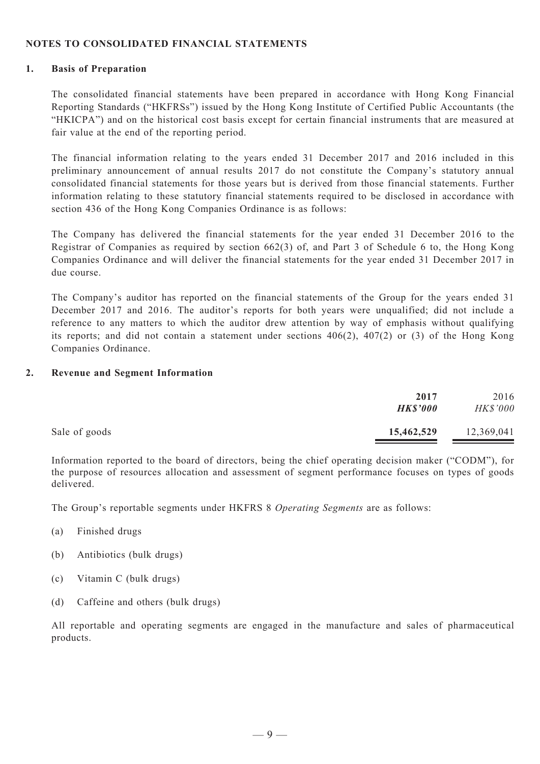**NOTES TO CONSOLIDATED FINANCIAL STATEMENTS**

## 1. Basis of Preparation

The consolidated financial statements have been prepared in accordance with Hong Kong Financial Reporting Standards ("HKFRSs") issued by the Hong Kong Institute of Certified Public Accountants (the "HKICPA") and on the historical cost basis except for certain financial instruments that are measured at fair value at the end of the reporting period.

The financial information relating to the years ended 31 December 2017 and 2016 included in this preliminary announcement of annual results 2017 do not constitute the Company's statutory annual consolidated financial statements for those years but is derived from those financial statements. Further information relating to these statutory financial statements required to be disclosed in accordance with section 436 of the Hong Kong Companies Ordinance is as follows:

The Company has delivered the financial statements for the year ended 31 December 2016 to the Registrar of Companies as required by section 662(3) of, and Part 3 of Schedule 6 to, the Hong Kong Companies Ordinance and will deliver the financial statements for the year ended 31 December 2017 in due course.

The Company's auditor has reported on the financial statements of the Group for the years ended 31 December 2017 and 2016. The auditor's reports for both years were unqualified; did not include a reference to any matters to which the auditor drew attention by way of emphasis without qualifying its reports; and did not contain a statement under sections 406(2), 407(2) or (3) of the Hong Kong Companies Ordinance.

## 2. Revenue and Segment Information

| | **2017** | 2016 |
|---|---|---|
| | ***HK$'000*** | *HK$'000* |
| Sale of goods | **15,462,529** | 12,369,041 |

Information reported to the board of directors, being the chief operating decision maker ("CODM"), for the purpose of resources allocation and assessment of segment performance focuses on types of goods delivered.

The Group's reportable segments under HKFRS 8 *Operating Segments* are as follows:

(a) Finished drugs

(b) Antibiotics (bulk drugs)

(c) Vitamin C (bulk drugs)

(d) Caffeine and others (bulk drugs)

All reportable and operating segments are engaged in the manufacture and sales of pharmaceutical products.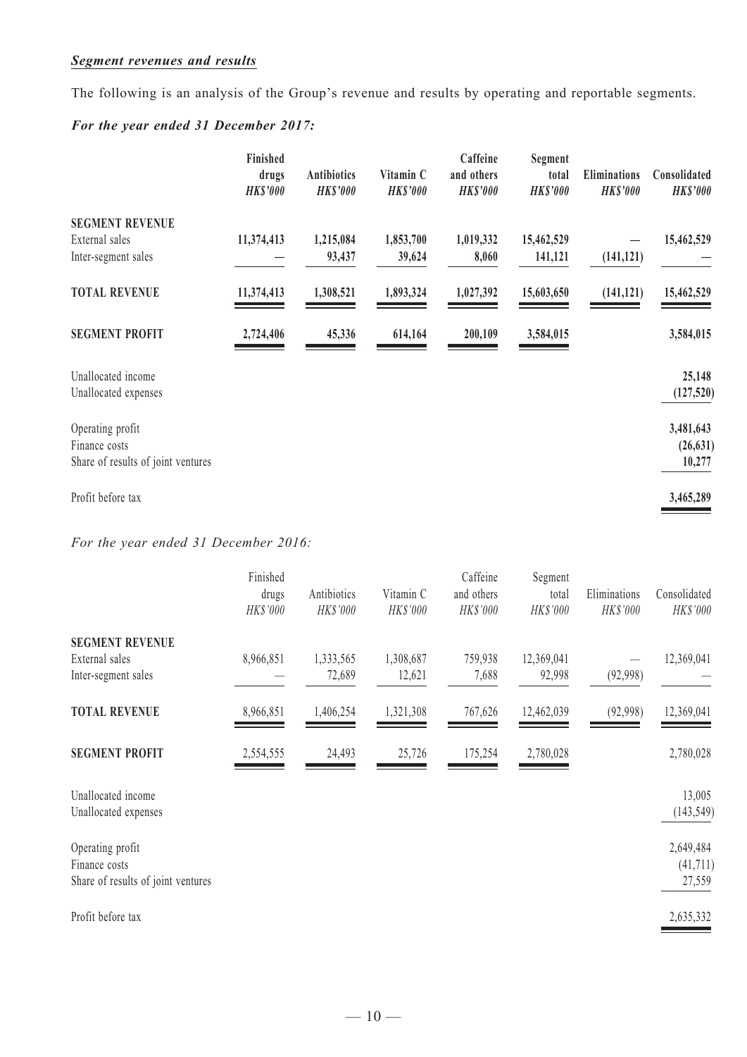***Segment revenues and results***

The following is an analysis of the Group's revenue and results by operating and reportable segments.

***For the year ended 31 December 2017:***

| | **Finished drugs** ***HK$'000*** | **Antibiotics** ***HK$'000*** | **Vitamin C** ***HK$'000*** | **Caffeine and others** ***HK$'000*** | **Segment total** ***HK$'000*** | **Eliminations** ***HK$'000*** | **Consolidated** ***HK$'000*** |
|---|---|---|---|---|---|---|---|
| **SEGMENT REVENUE** | | | | | | | |
| External sales | **11,374,413** | **1,215,084** | **1,853,700** | **1,019,332** | **15,462,529** | **—** | **15,462,529** |
| Inter-segment sales | **—** | **93,437** | **39,624** | **8,060** | **141,121** | **(141,121)** | **—** |
| **TOTAL REVENUE** | **11,374,413** | **1,308,521** | **1,893,324** | **1,027,392** | **15,603,650** | **(141,121)** | **15,462,529** |
| **SEGMENT PROFIT** | **2,724,406** | **45,336** | **614,164** | **200,109** | **3,584,015** | | **3,584,015** |
| Unallocated income | | | | | | | **25,148** |
| Unallocated expenses | | | | | | | **(127,520)** |
| Operating profit | | | | | | | **3,481,643** |
| Finance costs | | | | | | | **(26,631)** |
| Share of results of joint ventures | | | | | | | **10,277** |
| Profit before tax | | | | | | | **3,465,289** |

*For the year ended 31 December 2016:*

| | Finished drugs *HK$'000* | Antibiotics *HK$'000* | Vitamin C *HK$'000* | Caffeine and others *HK$'000* | Segment total *HK$'000* | Eliminations *HK$'000* | Consolidated *HK$'000* |
|---|---|---|---|---|---|---|---|
| **SEGMENT REVENUE** | | | | | | | |
| External sales | 8,966,851 | 1,333,565 | 1,308,687 | 759,938 | 12,369,041 | — | 12,369,041 |
| Inter-segment sales | — | 72,689 | 12,621 | 7,688 | 92,998 | (92,998) | — |
| **TOTAL REVENUE** | 8,966,851 | 1,406,254 | 1,321,308 | 767,626 | 12,462,039 | (92,998) | 12,369,041 |
| **SEGMENT PROFIT** | 2,554,555 | 24,493 | 25,726 | 175,254 | 2,780,028 | | 2,780,028 |
| Unallocated income | | | | | | | 13,005 |
| Unallocated expenses | | | | | | | (143,549) |
| Operating profit | | | | | | | 2,649,484 |
| Finance costs | | | | | | | (41,711) |
| Share of results of joint ventures | | | | | | | 27,559 |
| Profit before tax | | | | | | | 2,635,332 |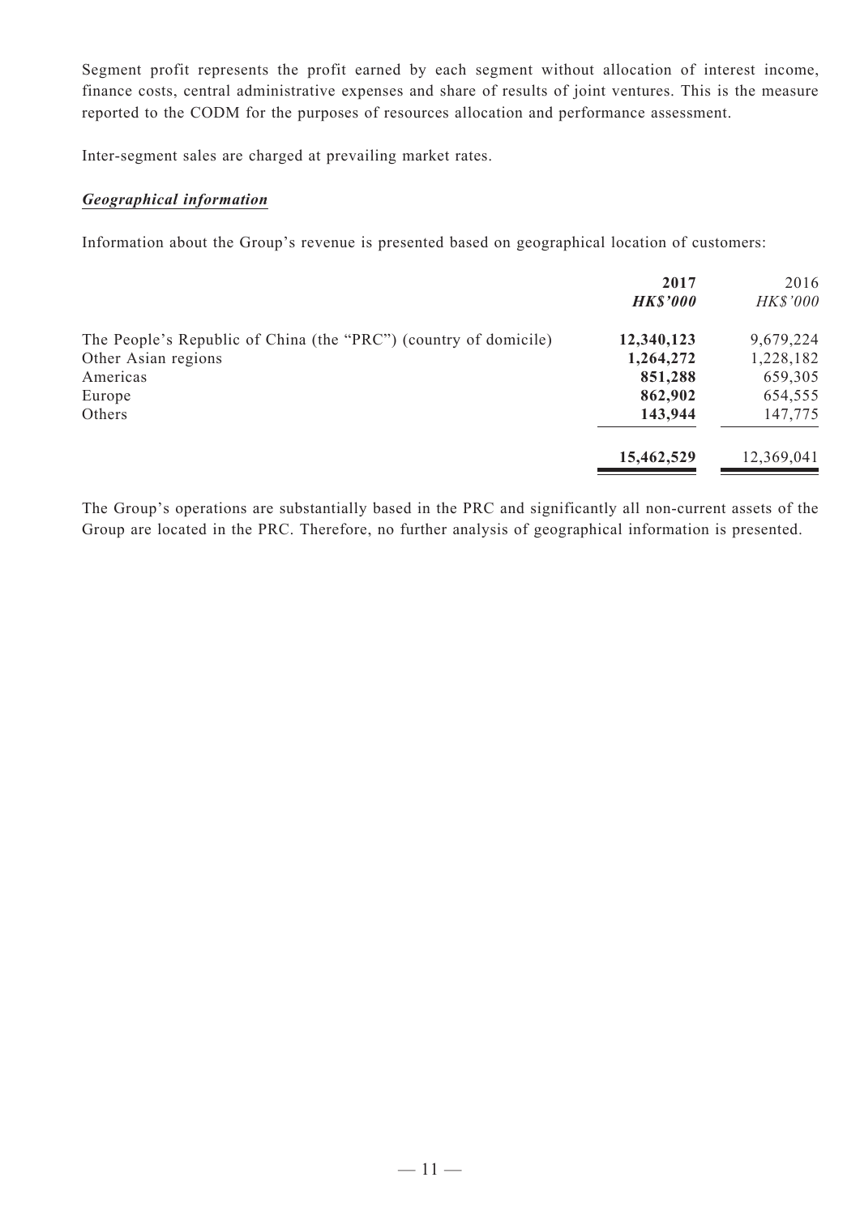Segment profit represents the profit earned by each segment without allocation of interest income, finance costs, central administrative expenses and share of results of joint ventures. This is the measure reported to the CODM for the purposes of resources allocation and performance assessment.

Inter-segment sales are charged at prevailing market rates.

***Geographical information***

Information about the Group's revenue is presented based on geographical location of customers:

| | **2017** | 2016 |
|---|---|---|
| | ***HK$'000*** | *HK$'000* |
| The People's Republic of China (the "PRC") (country of domicile) | **12,340,123** | 9,679,224 |
| Other Asian regions | **1,264,272** | 1,228,182 |
| Americas | **851,288** | 659,305 |
| Europe | **862,902** | 654,555 |
| Others | **143,944** | 147,775 |
| | **15,462,529** | 12,369,041 |

The Group's operations are substantially based in the PRC and significantly all non-current assets of the Group are located in the PRC. Therefore, no further analysis of geographical information is presented.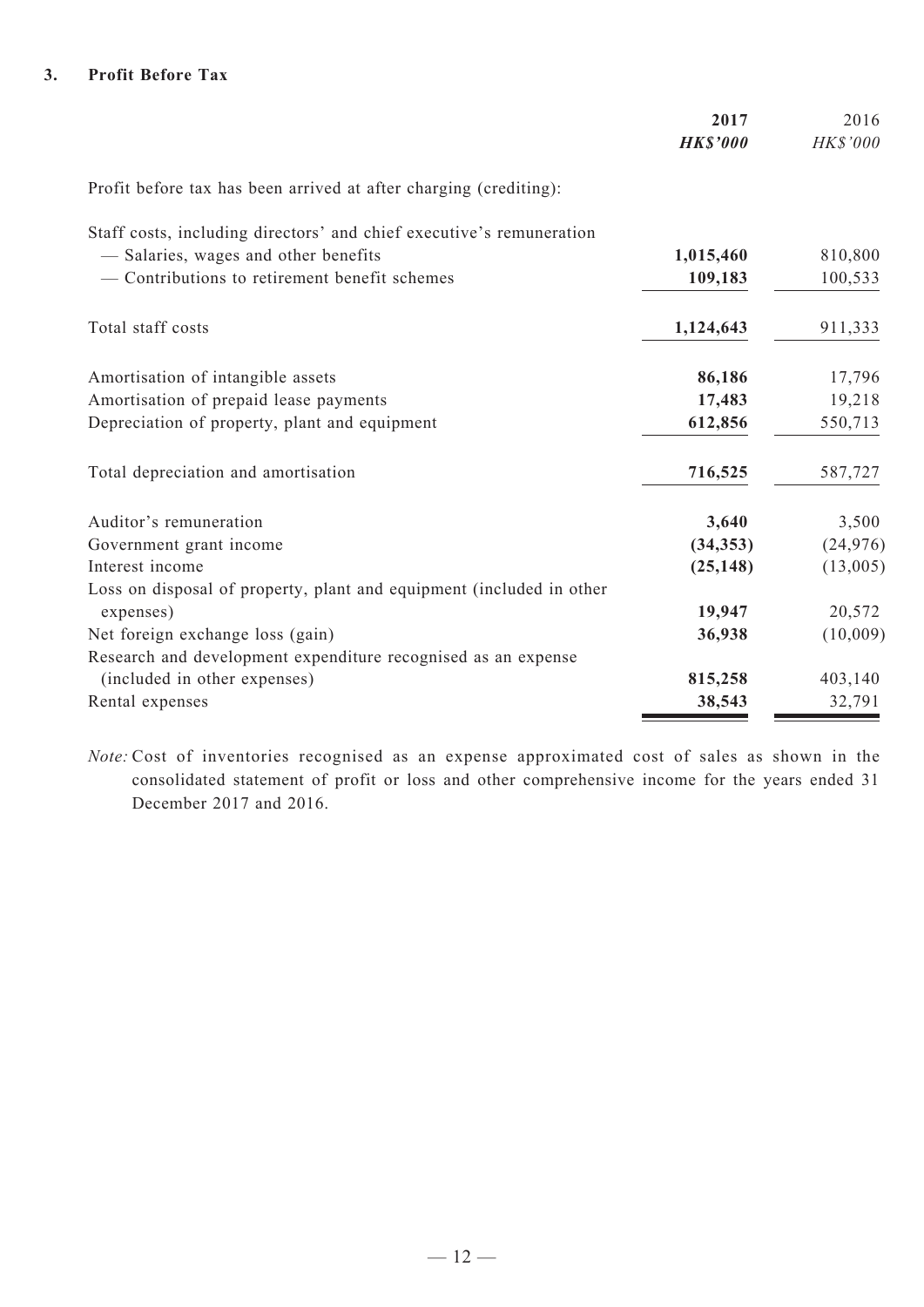### 3. Profit Before Tax

| | **2017** | 2016 |
|---|---|---|
| | ***HK$'000*** | *HK$'000* |
| Profit before tax has been arrived at after charging (crediting): | | |
| Staff costs, including directors' and chief executive's remuneration | | |
| — Salaries, wages and other benefits | **1,015,460** | 810,800 |
| — Contributions to retirement benefit schemes | **109,183** | 100,533 |
| Total staff costs | **1,124,643** | 911,333 |
| Amortisation of intangible assets | **86,186** | 17,796 |
| Amortisation of prepaid lease payments | **17,483** | 19,218 |
| Depreciation of property, plant and equipment | **612,856** | 550,713 |
| Total depreciation and amortisation | **716,525** | 587,727 |
| Auditor's remuneration | **3,640** | 3,500 |
| Government grant income | **(34,353)** | (24,976) |
| Interest income | **(25,148)** | (13,005) |
| Loss on disposal of property, plant and equipment (included in other expenses) | **19,947** | 20,572 |
| Net foreign exchange loss (gain) | **36,938** | (10,009) |
| Research and development expenditure recognised as an expense (included in other expenses) | **815,258** | 403,140 |
| Rental expenses | **38,543** | 32,791 |

*Note:* Cost of inventories recognised as an expense approximated cost of sales as shown in the consolidated statement of profit or loss and other comprehensive income for the years ended 31 December 2017 and 2016.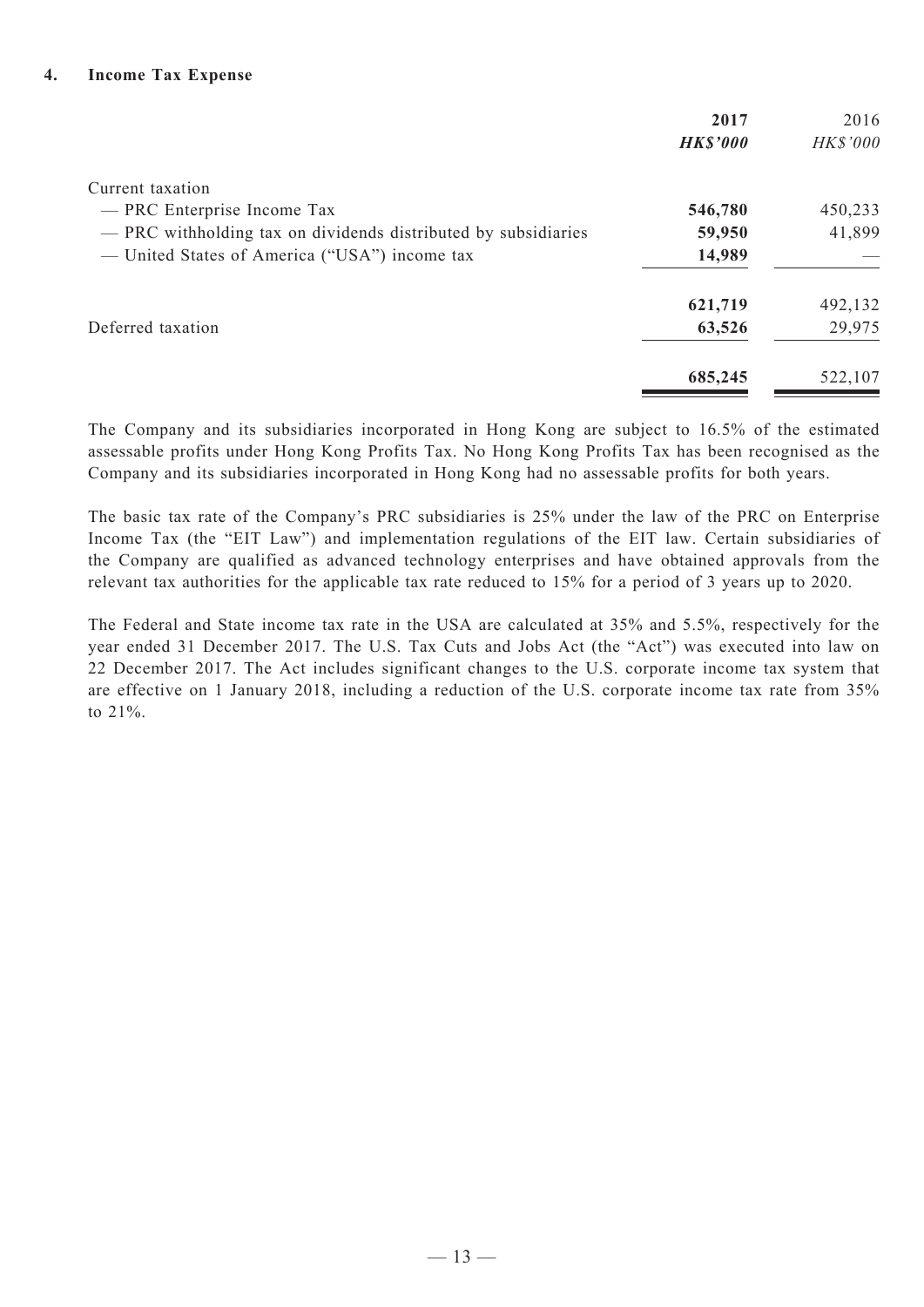## 4. Income Tax Expense

| | **2017** | 2016 |
|---|---|---|
| | ***HK$'000*** | *HK$'000* |
| Current taxation | | |
| — PRC Enterprise Income Tax | **546,780** | 450,233 |
| — PRC withholding tax on dividends distributed by subsidiaries | **59,950** | 41,899 |
| — United States of America ("USA") income tax | **14,989** | — |
| | **621,719** | 492,132 |
| Deferred taxation | **63,526** | 29,975 |
| | **685,245** | 522,107 |

The Company and its subsidiaries incorporated in Hong Kong are subject to 16.5% of the estimated assessable profits under Hong Kong Profits Tax. No Hong Kong Profits Tax has been recognised as the Company and its subsidiaries incorporated in Hong Kong had no assessable profits for both years.

The basic tax rate of the Company's PRC subsidiaries is 25% under the law of the PRC on Enterprise Income Tax (the "EIT Law") and implementation regulations of the EIT law. Certain subsidiaries of the Company are qualified as advanced technology enterprises and have obtained approvals from the relevant tax authorities for the applicable tax rate reduced to 15% for a period of 3 years up to 2020.

The Federal and State income tax rate in the USA are calculated at 35% and 5.5%, respectively for the year ended 31 December 2017. The U.S. Tax Cuts and Jobs Act (the "Act") was executed into law on 22 December 2017. The Act includes significant changes to the U.S. corporate income tax system that are effective on 1 January 2018, including a reduction of the U.S. corporate income tax rate from 35% to 21%.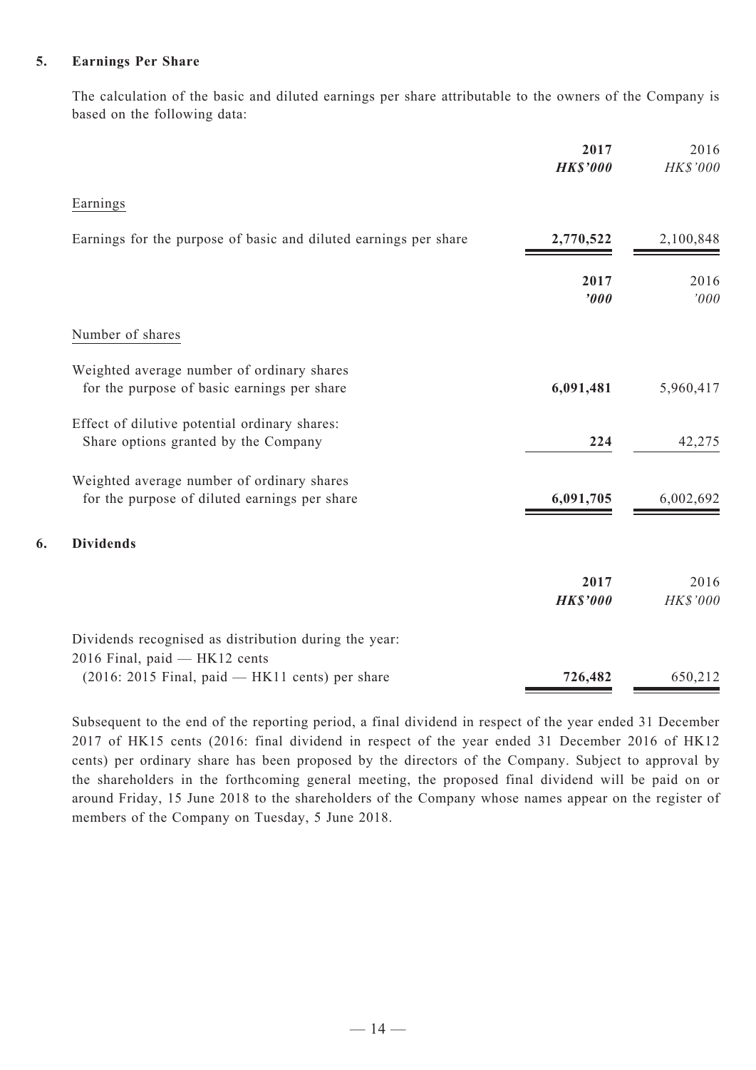## 5. Earnings Per Share

The calculation of the basic and diluted earnings per share attributable to the owners of the Company is based on the following data:

| | 2017 | 2016 |
|---|---|---|
| | ***HK$'000*** | *HK$'000* |
| Earnings | | |
| Earnings for the purpose of basic and diluted earnings per share | **2,770,522** | 2,100,848 |

| | 2017 | 2016 |
|---|---|---|
| | ***'000*** | *'000* |
| Number of shares | | |
| Weighted average number of ordinary shares for the purpose of basic earnings per share | **6,091,481** | 5,960,417 |
| Effect of dilutive potential ordinary shares: Share options granted by the Company | **224** | 42,275 |
| Weighted average number of ordinary shares for the purpose of diluted earnings per share | **6,091,705** | 6,002,692 |

## 6. Dividends

| | 2017 | 2016 |
|---|---|---|
| | ***HK$'000*** | *HK$'000* |
| Dividends recognised as distribution during the year: 2016 Final, paid — HK12 cents (2016: 2015 Final, paid — HK11 cents) per share | **726,482** | 650,212 |

Subsequent to the end of the reporting period, a final dividend in respect of the year ended 31 December 2017 of HK15 cents (2016: final dividend in respect of the year ended 31 December 2016 of HK12 cents) per ordinary share has been proposed by the directors of the Company. Subject to approval by the shareholders in the forthcoming general meeting, the proposed final dividend will be paid on or around Friday, 15 June 2018 to the shareholders of the Company whose names appear on the register of members of the Company on Tuesday, 5 June 2018.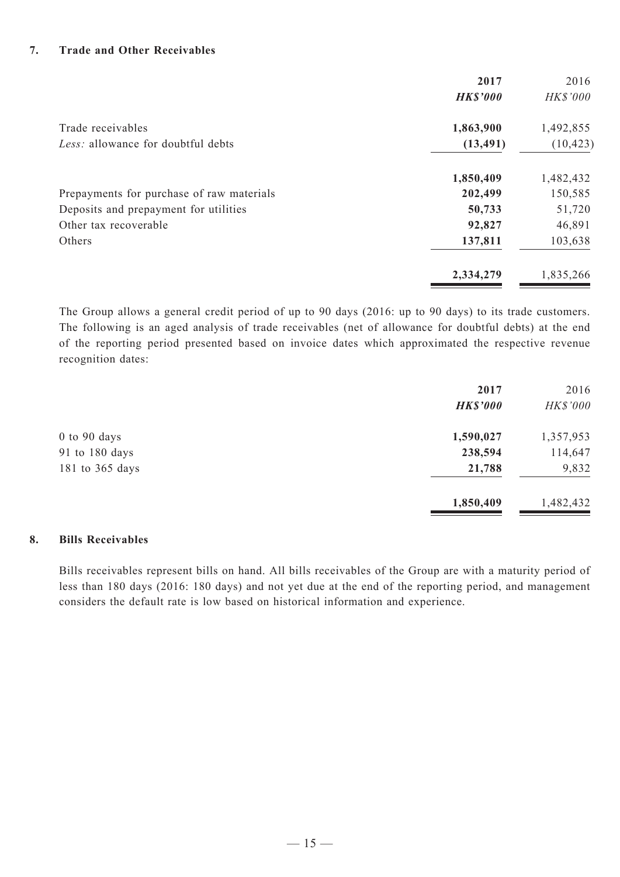## 7. Trade and Other Receivables

| | 2017 | 2016 |
|---|---|---|
| | ***HK$'000*** | *HK$'000* |
| Trade receivables | **1,863,900** | 1,492,855 |
| *Less:* allowance for doubtful debts | **(13,491)** | (10,423) |
| | **1,850,409** | 1,482,432 |
| Prepayments for purchase of raw materials | **202,499** | 150,585 |
| Deposits and prepayment for utilities | **50,733** | 51,720 |
| Other tax recoverable | **92,827** | 46,891 |
| Others | **137,811** | 103,638 |
| | **2,334,279** | 1,835,266 |

The Group allows a general credit period of up to 90 days (2016: up to 90 days) to its trade customers. The following is an aged analysis of trade receivables (net of allowance for doubtful debts) at the end of the reporting period presented based on invoice dates which approximated the respective revenue recognition dates:

| | 2017 | 2016 |
|---|---|---|
| | ***HK$'000*** | *HK$'000* |
| 0 to 90 days | **1,590,027** | 1,357,953 |
| 91 to 180 days | **238,594** | 114,647 |
| 181 to 365 days | **21,788** | 9,832 |
| | **1,850,409** | 1,482,432 |

## 8. Bills Receivables

Bills receivables represent bills on hand. All bills receivables of the Group are with a maturity period of less than 180 days (2016: 180 days) and not yet due at the end of the reporting period, and management considers the default rate is low based on historical information and experience.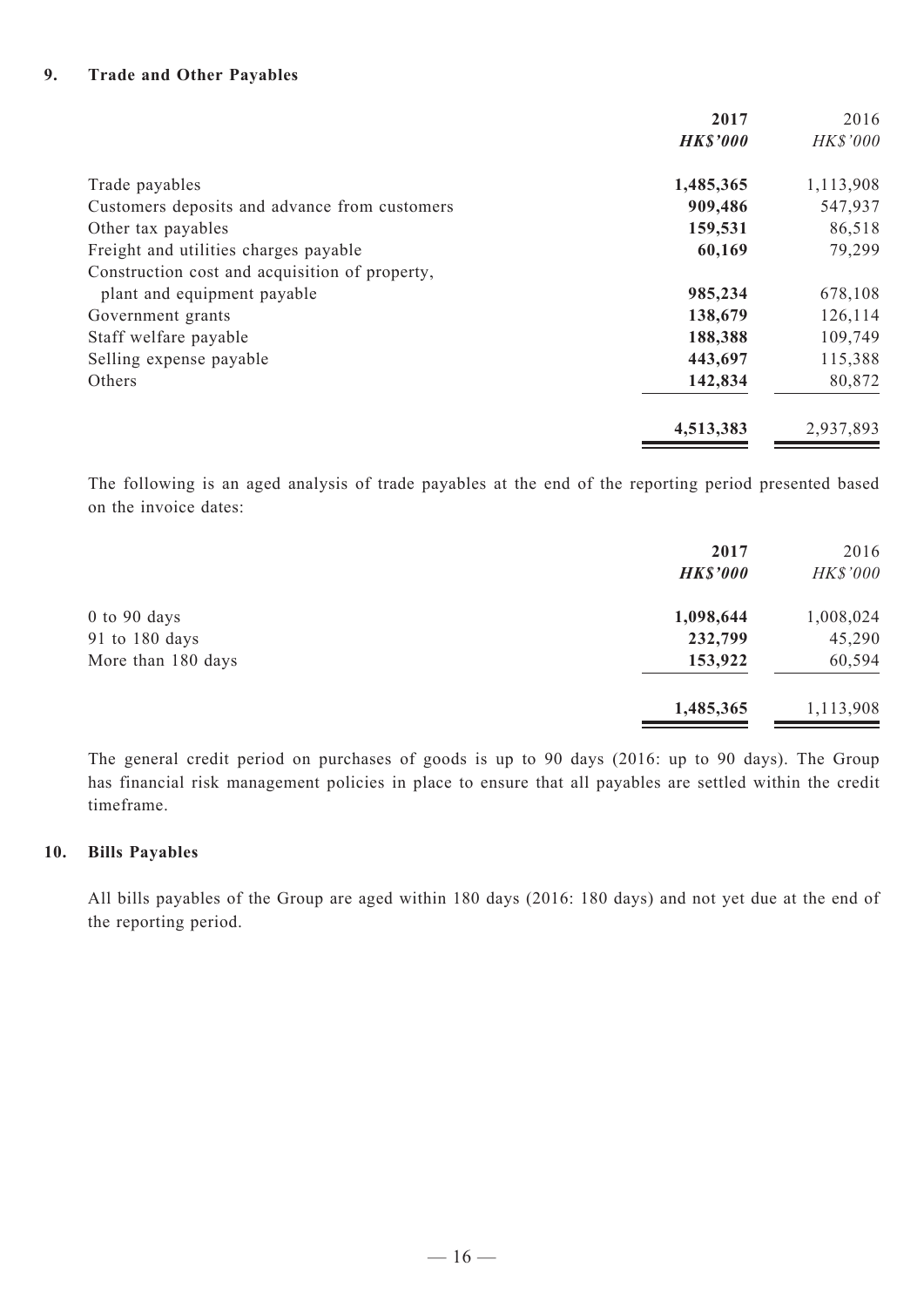## 9. Trade and Other Payables

| | **2017** | 2016 |
|---|---|---|
| | ***HK$'000*** | *HK$'000* |
| Trade payables | **1,485,365** | 1,113,908 |
| Customers deposits and advance from customers | **909,486** | 547,937 |
| Other tax payables | **159,531** | 86,518 |
| Freight and utilities charges payable | **60,169** | 79,299 |
| Construction cost and acquisition of property, plant and equipment payable | **985,234** | 678,108 |
| Government grants | **138,679** | 126,114 |
| Staff welfare payable | **188,388** | 109,749 |
| Selling expense payable | **443,697** | 115,388 |
| Others | **142,834** | 80,872 |
| | **4,513,383** | 2,937,893 |

The following is an aged analysis of trade payables at the end of the reporting period presented based on the invoice dates:

| | **2017** | 2016 |
|---|---|---|
| | ***HK$'000*** | *HK$'000* |
| 0 to 90 days | **1,098,644** | 1,008,024 |
| 91 to 180 days | **232,799** | 45,290 |
| More than 180 days | **153,922** | 60,594 |
| | **1,485,365** | 1,113,908 |

The general credit period on purchases of goods is up to 90 days (2016: up to 90 days). The Group has financial risk management policies in place to ensure that all payables are settled within the credit timeframe.

## 10. Bills Payables

All bills payables of the Group are aged within 180 days (2016: 180 days) and not yet due at the end of the reporting period.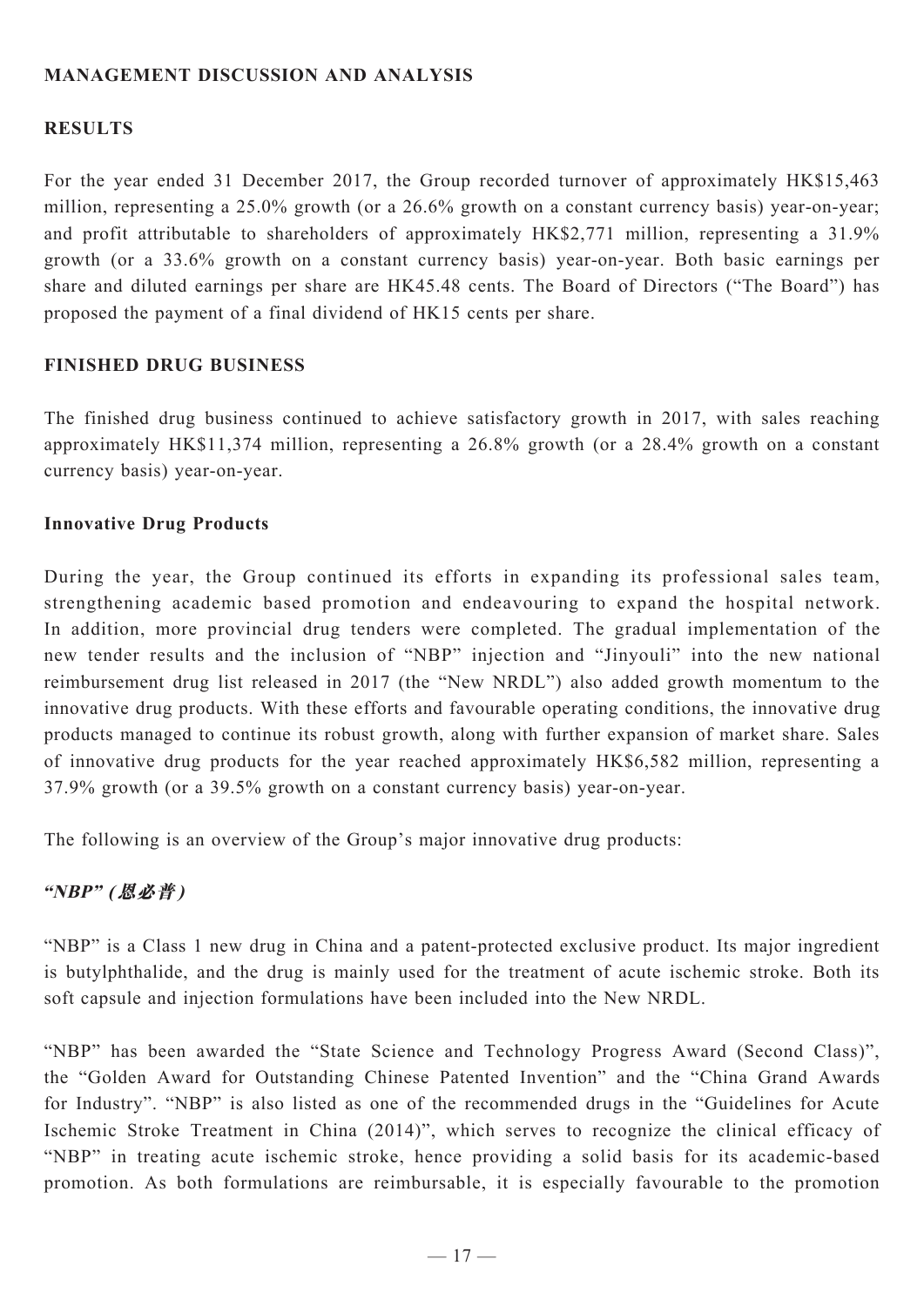## MANAGEMENT DISCUSSION AND ANALYSIS

### RESULTS

For the year ended 31 December 2017, the Group recorded turnover of approximately HK$15,463 million, representing a 25.0% growth (or a 26.6% growth on a constant currency basis) year-on-year; and profit attributable to shareholders of approximately HK$2,771 million, representing a 31.9% growth (or a 33.6% growth on a constant currency basis) year-on-year. Both basic earnings per share and diluted earnings per share are HK45.48 cents. The Board of Directors ("The Board") has proposed the payment of a final dividend of HK15 cents per share.

### FINISHED DRUG BUSINESS

The finished drug business continued to achieve satisfactory growth in 2017, with sales reaching approximately HK$11,374 million, representing a 26.8% growth (or a 28.4% growth on a constant currency basis) year-on-year.

#### Innovative Drug Products

During the year, the Group continued its efforts in expanding its professional sales team, strengthening academic based promotion and endeavouring to expand the hospital network. In addition, more provincial drug tenders were completed. The gradual implementation of the new tender results and the inclusion of "NBP" injection and "Jinyouli" into the new national reimbursement drug list released in 2017 (the "New NRDL") also added growth momentum to the innovative drug products. With these efforts and favourable operating conditions, the innovative drug products managed to continue its robust growth, along with further expansion of market share. Sales of innovative drug products for the year reached approximately HK$6,582 million, representing a 37.9% growth (or a 39.5% growth on a constant currency basis) year-on-year.

The following is an overview of the Group's major innovative drug products:

***"NBP" (恩必普)***

"NBP" is a Class 1 new drug in China and a patent-protected exclusive product. Its major ingredient is butylphthalide, and the drug is mainly used for the treatment of acute ischemic stroke. Both its soft capsule and injection formulations have been included into the New NRDL.

"NBP" has been awarded the "State Science and Technology Progress Award (Second Class)", the "Golden Award for Outstanding Chinese Patented Invention" and the "China Grand Awards for Industry". "NBP" is also listed as one of the recommended drugs in the "Guidelines for Acute Ischemic Stroke Treatment in China (2014)", which serves to recognize the clinical efficacy of "NBP" in treating acute ischemic stroke, hence providing a solid basis for its academic-based promotion. As both formulations are reimbursable, it is especially favourable to the promotion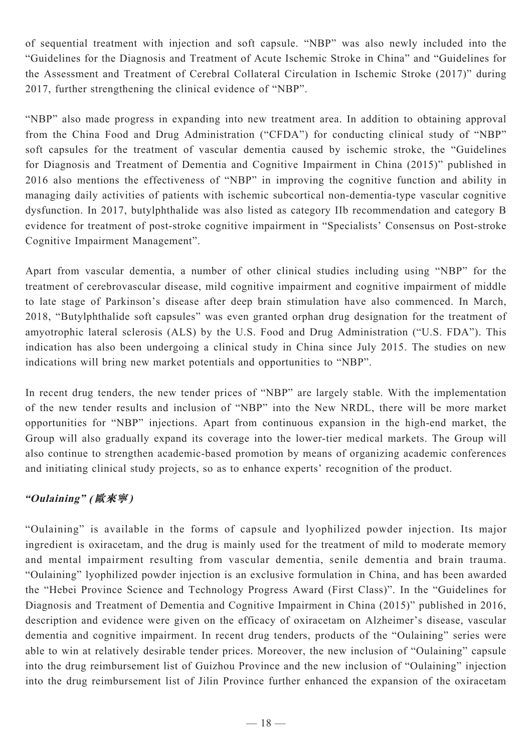of sequential treatment with injection and soft capsule. "NBP" was also newly included into the "Guidelines for the Diagnosis and Treatment of Acute Ischemic Stroke in China" and "Guidelines for the Assessment and Treatment of Cerebral Collateral Circulation in Ischemic Stroke (2017)" during 2017, further strengthening the clinical evidence of "NBP".

"NBP" also made progress in expanding into new treatment area. In addition to obtaining approval from the China Food and Drug Administration ("CFDA") for conducting clinical study of "NBP" soft capsules for the treatment of vascular dementia caused by ischemic stroke, the "Guidelines for Diagnosis and Treatment of Dementia and Cognitive Impairment in China (2015)" published in 2016 also mentions the effectiveness of "NBP" in improving the cognitive function and ability in managing daily activities of patients with ischemic subcortical non-dementia-type vascular cognitive dysfunction. In 2017, butylphthalide was also listed as category IIb recommendation and category B evidence for treatment of post-stroke cognitive impairment in "Specialists' Consensus on Post-stroke Cognitive Impairment Management".

Apart from vascular dementia, a number of other clinical studies including using "NBP" for the treatment of cerebrovascular disease, mild cognitive impairment and cognitive impairment of middle to late stage of Parkinson's disease after deep brain stimulation have also commenced. In March, 2018, "Butylphthalide soft capsules" was even granted orphan drug designation for the treatment of amyotrophic lateral sclerosis (ALS) by the U.S. Food and Drug Administration ("U.S. FDA"). This indication has also been undergoing a clinical study in China since July 2015. The studies on new indications will bring new market potentials and opportunities to "NBP".

In recent drug tenders, the new tender prices of "NBP" are largely stable. With the implementation of the new tender results and inclusion of "NBP" into the New NRDL, there will be more market opportunities for "NBP" injections. Apart from continuous expansion in the high-end market, the Group will also gradually expand its coverage into the lower-tier medical markets. The Group will also continue to strengthen academic-based promotion by means of organizing academic conferences and initiating clinical study projects, so as to enhance experts' recognition of the product.

***"Oulaining" (歐來寧)***

"Oulaining" is available in the forms of capsule and lyophilized powder injection. Its major ingredient is oxiracetam, and the drug is mainly used for the treatment of mild to moderate memory and mental impairment resulting from vascular dementia, senile dementia and brain trauma. "Oulaining" lyophilized powder injection is an exclusive formulation in China, and has been awarded the "Hebei Province Science and Technology Progress Award (First Class)". In the "Guidelines for Diagnosis and Treatment of Dementia and Cognitive Impairment in China (2015)" published in 2016, description and evidence were given on the efficacy of oxiracetam on Alzheimer's disease, vascular dementia and cognitive impairment. In recent drug tenders, products of the "Oulaining" series were able to win at relatively desirable tender prices. Moreover, the new inclusion of "Oulaining" capsule into the drug reimbursement list of Guizhou Province and the new inclusion of "Oulaining" injection into the drug reimbursement list of Jilin Province further enhanced the expansion of the oxiracetam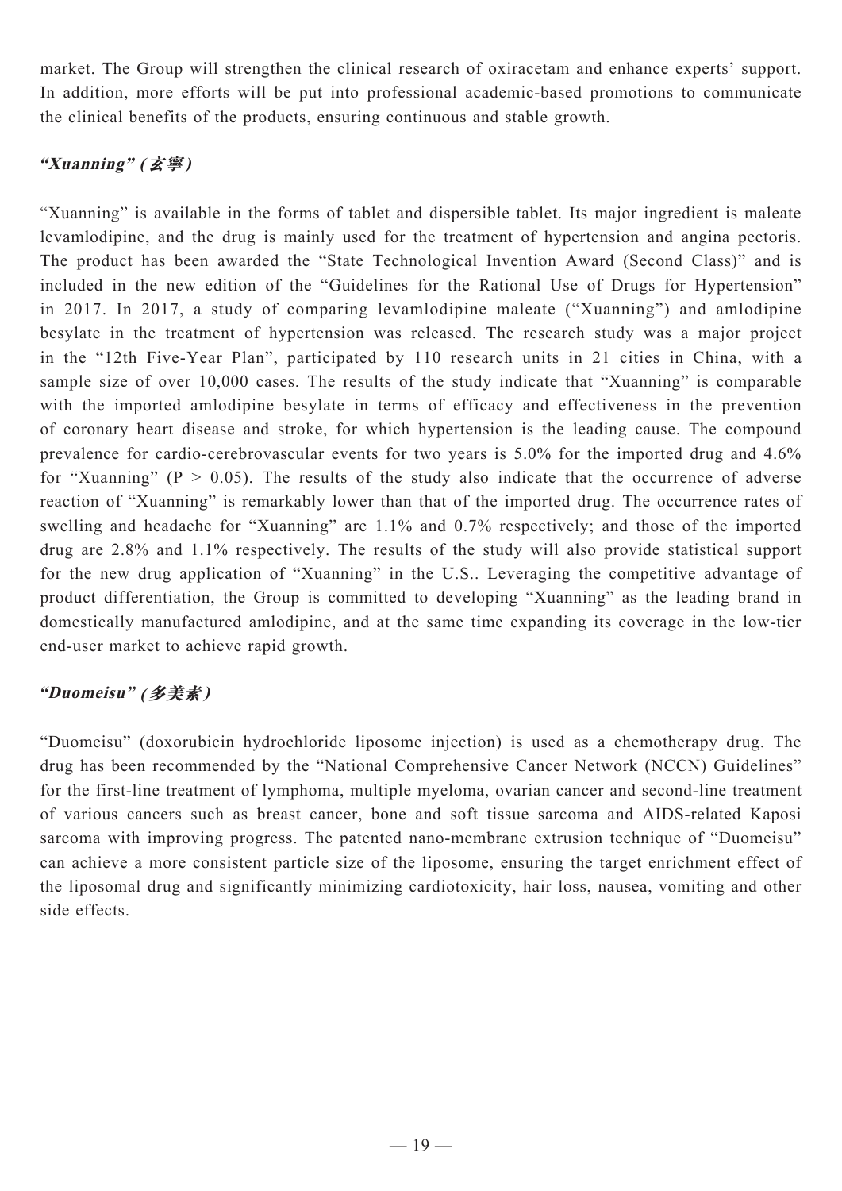market. The Group will strengthen the clinical research of oxiracetam and enhance experts' support. In addition, more efforts will be put into professional academic-based promotions to communicate the clinical benefits of the products, ensuring continuous and stable growth.

### *"Xuanning" (玄寧)*

"Xuanning" is available in the forms of tablet and dispersible tablet. Its major ingredient is maleate levamlodipine, and the drug is mainly used for the treatment of hypertension and angina pectoris. The product has been awarded the "State Technological Invention Award (Second Class)" and is included in the new edition of the "Guidelines for the Rational Use of Drugs for Hypertension" in 2017. In 2017, a study of comparing levamlodipine maleate ("Xuanning") and amlodipine besylate in the treatment of hypertension was released. The research study was a major project in the "12th Five-Year Plan", participated by 110 research units in 21 cities in China, with a sample size of over 10,000 cases. The results of the study indicate that "Xuanning" is comparable with the imported amlodipine besylate in terms of efficacy and effectiveness in the prevention of coronary heart disease and stroke, for which hypertension is the leading cause. The compound prevalence for cardio-cerebrovascular events for two years is 5.0% for the imported drug and 4.6% for "Xuanning" ($P > 0.05$). The results of the study also indicate that the occurrence of adverse reaction of "Xuanning" is remarkably lower than that of the imported drug. The occurrence rates of swelling and headache for "Xuanning" are 1.1% and 0.7% respectively; and those of the imported drug are 2.8% and 1.1% respectively. The results of the study will also provide statistical support for the new drug application of "Xuanning" in the U.S.. Leveraging the competitive advantage of product differentiation, the Group is committed to developing "Xuanning" as the leading brand in domestically manufactured amlodipine, and at the same time expanding its coverage in the low-tier end-user market to achieve rapid growth.

### *"Duomeisu" (多美素)*

"Duomeisu" (doxorubicin hydrochloride liposome injection) is used as a chemotherapy drug. The drug has been recommended by the "National Comprehensive Cancer Network (NCCN) Guidelines" for the first-line treatment of lymphoma, multiple myeloma, ovarian cancer and second-line treatment of various cancers such as breast cancer, bone and soft tissue sarcoma and AIDS-related Kaposi sarcoma with improving progress. The patented nano-membrane extrusion technique of "Duomeisu" can achieve a more consistent particle size of the liposome, ensuring the target enrichment effect of the liposomal drug and significantly minimizing cardiotoxicity, hair loss, nausea, vomiting and other side effects.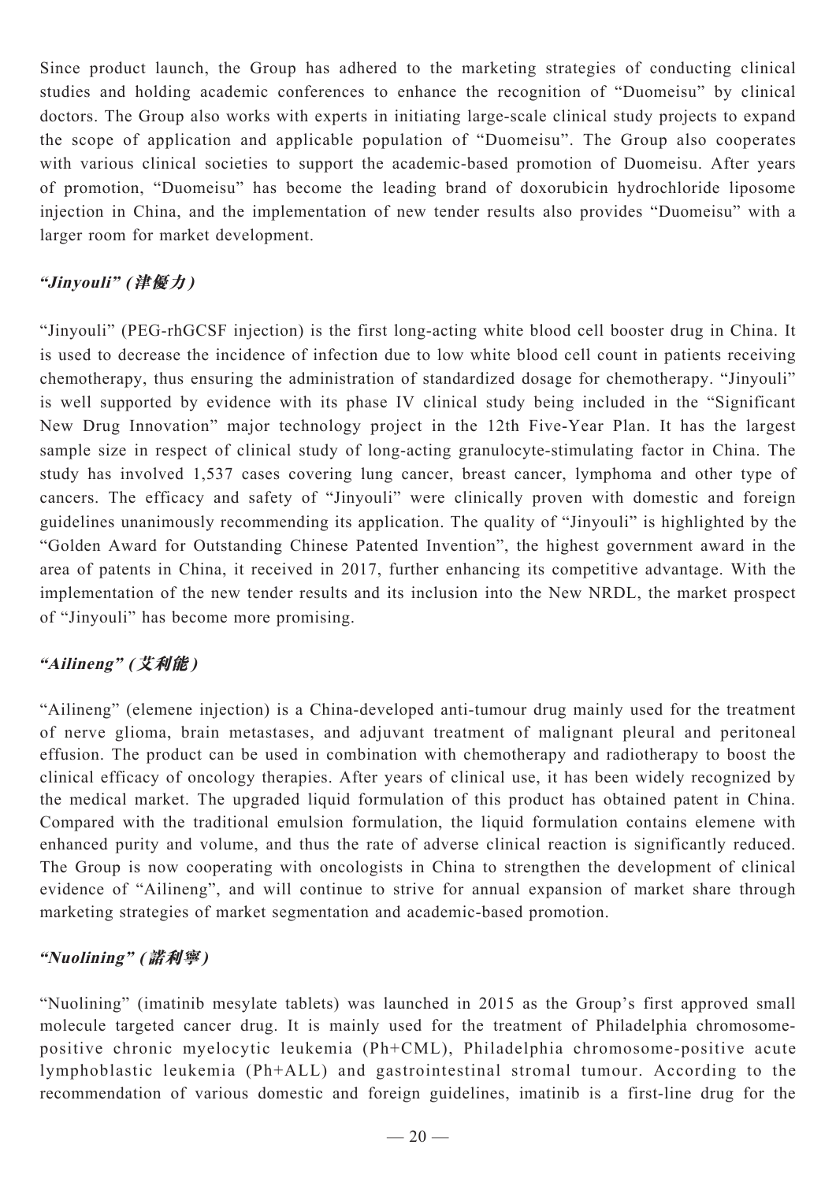Since product launch, the Group has adhered to the marketing strategies of conducting clinical studies and holding academic conferences to enhance the recognition of "Duomeisu" by clinical doctors. The Group also works with experts in initiating large-scale clinical study projects to expand the scope of application and applicable population of "Duomeisu". The Group also cooperates with various clinical societies to support the academic-based promotion of Duomeisu. After years of promotion, "Duomeisu" has become the leading brand of doxorubicin hydrochloride liposome injection in China, and the implementation of new tender results also provides "Duomeisu" with a larger room for market development.

***"Jinyouli" (津優力)***

"Jinyouli" (PEG-rhGCSF injection) is the first long-acting white blood cell booster drug in China. It is used to decrease the incidence of infection due to low white blood cell count in patients receiving chemotherapy, thus ensuring the administration of standardized dosage for chemotherapy. "Jinyouli" is well supported by evidence with its phase IV clinical study being included in the "Significant New Drug Innovation" major technology project in the 12th Five-Year Plan. It has the largest sample size in respect of clinical study of long-acting granulocyte-stimulating factor in China. The study has involved 1,537 cases covering lung cancer, breast cancer, lymphoma and other type of cancers. The efficacy and safety of "Jinyouli" were clinically proven with domestic and foreign guidelines unanimously recommending its application. The quality of "Jinyouli" is highlighted by the "Golden Award for Outstanding Chinese Patented Invention", the highest government award in the area of patents in China, it received in 2017, further enhancing its competitive advantage. With the implementation of the new tender results and its inclusion into the New NRDL, the market prospect of "Jinyouli" has become more promising.

***"Ailineng" (艾利能)***

"Ailineng" (elemene injection) is a China-developed anti-tumour drug mainly used for the treatment of nerve glioma, brain metastases, and adjuvant treatment of malignant pleural and peritoneal effusion. The product can be used in combination with chemotherapy and radiotherapy to boost the clinical efficacy of oncology therapies. After years of clinical use, it has been widely recognized by the medical market. The upgraded liquid formulation of this product has obtained patent in China. Compared with the traditional emulsion formulation, the liquid formulation contains elemene with enhanced purity and volume, and thus the rate of adverse clinical reaction is significantly reduced. The Group is now cooperating with oncologists in China to strengthen the development of clinical evidence of "Ailineng", and will continue to strive for annual expansion of market share through marketing strategies of market segmentation and academic-based promotion.

***"Nuolining" (諾利寧)***

"Nuolining" (imatinib mesylate tablets) was launched in 2015 as the Group's first approved small molecule targeted cancer drug. It is mainly used for the treatment of Philadelphia chromosome-positive chronic myelocytic leukemia (Ph+CML), Philadelphia chromosome-positive acute lymphoblastic leukemia (Ph+ALL) and gastrointestinal stromal tumour. According to the recommendation of various domestic and foreign guidelines, imatinib is a first-line drug for the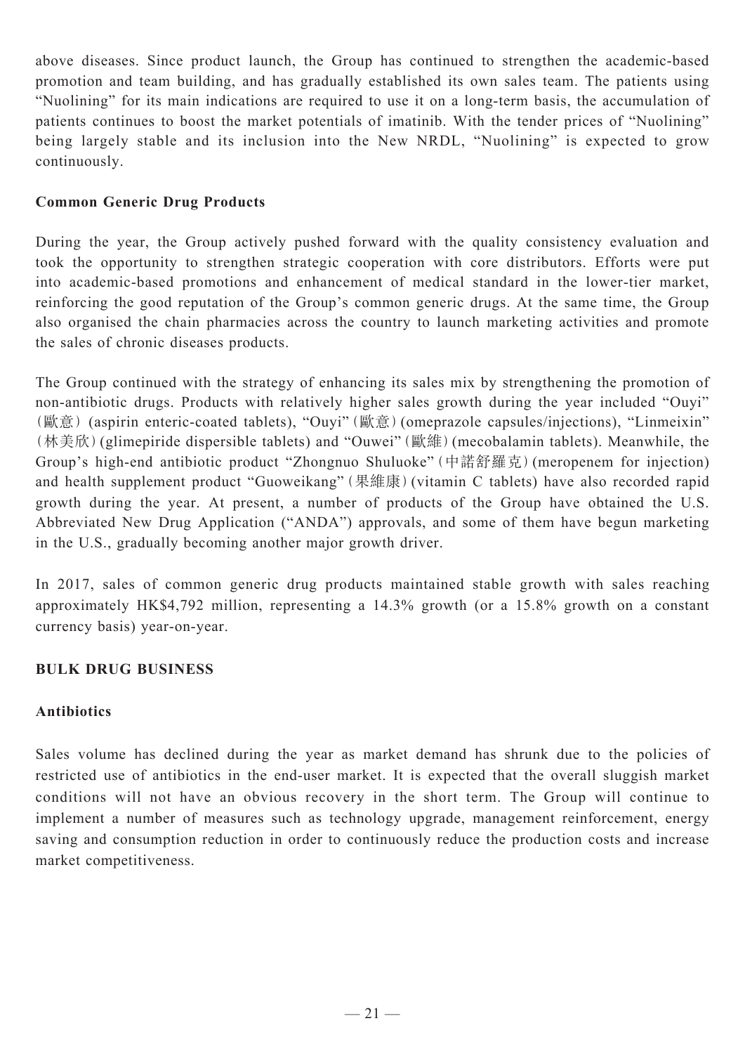above diseases. Since product launch, the Group has continued to strengthen the academic-based promotion and team building, and has gradually established its own sales team. The patients using "Nuolining" for its main indications are required to use it on a long-term basis, the accumulation of patients continues to boost the market potentials of imatinib. With the tender prices of "Nuolining" being largely stable and its inclusion into the New NRDL, "Nuolining" is expected to grow continuously.

**Common Generic Drug Products**

During the year, the Group actively pushed forward with the quality consistency evaluation and took the opportunity to strengthen strategic cooperation with core distributors. Efforts were put into academic-based promotions and enhancement of medical standard in the lower-tier market, reinforcing the good reputation of the Group's common generic drugs. At the same time, the Group also organised the chain pharmacies across the country to launch marketing activities and promote the sales of chronic diseases products.

The Group continued with the strategy of enhancing its sales mix by strengthening the promotion of non-antibiotic drugs. Products with relatively higher sales growth during the year included "Ouyi" (歐意) (aspirin enteric-coated tablets), "Ouyi" (歐意) (omeprazole capsules/injections), "Linmeixin" (林美欣) (glimepiride dispersible tablets) and "Ouwei" (歐維) (mecobalamin tablets). Meanwhile, the Group's high-end antibiotic product "Zhongnuo Shuluoke" (中諾舒羅克) (meropenem for injection) and health supplement product "Guoweikang" (果維康) (vitamin C tablets) have also recorded rapid growth during the year. At present, a number of products of the Group have obtained the U.S. Abbreviated New Drug Application ("ANDA") approvals, and some of them have begun marketing in the U.S., gradually becoming another major growth driver.

In 2017, sales of common generic drug products maintained stable growth with sales reaching approximately HK$4,792 million, representing a 14.3% growth (or a 15.8% growth on a constant currency basis) year-on-year.

## BULK DRUG BUSINESS

**Antibiotics**

Sales volume has declined during the year as market demand has shrunk due to the policies of restricted use of antibiotics in the end-user market. It is expected that the overall sluggish market conditions will not have an obvious recovery in the short term. The Group will continue to implement a number of measures such as technology upgrade, management reinforcement, energy saving and consumption reduction in order to continuously reduce the production costs and increase market competitiveness.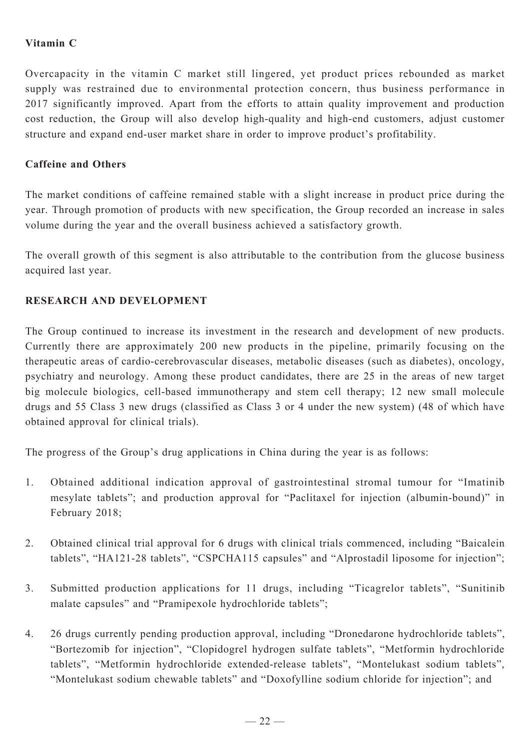### Vitamin C

Overcapacity in the vitamin C market still lingered, yet product prices rebounded as market supply was restrained due to environmental protection concern, thus business performance in 2017 significantly improved. Apart from the efforts to attain quality improvement and production cost reduction, the Group will also develop high-quality and high-end customers, adjust customer structure and expand end-user market share in order to improve product's profitability.

### Caffeine and Others

The market conditions of caffeine remained stable with a slight increase in product price during the year. Through promotion of products with new specification, the Group recorded an increase in sales volume during the year and the overall business achieved a satisfactory growth.

The overall growth of this segment is also attributable to the contribution from the glucose business acquired last year.

## RESEARCH AND DEVELOPMENT

The Group continued to increase its investment in the research and development of new products. Currently there are approximately 200 new products in the pipeline, primarily focusing on the therapeutic areas of cardio-cerebrovascular diseases, metabolic diseases (such as diabetes), oncology, psychiatry and neurology. Among these product candidates, there are 25 in the areas of new target big molecule biologics, cell-based immunotherapy and stem cell therapy; 12 new small molecule drugs and 55 Class 3 new drugs (classified as Class 3 or 4 under the new system) (48 of which have obtained approval for clinical trials).

The progress of the Group's drug applications in China during the year is as follows:

1. Obtained additional indication approval of gastrointestinal stromal tumour for "Imatinib mesylate tablets"; and production approval for "Paclitaxel for injection (albumin-bound)" in February 2018;
2. Obtained clinical trial approval for 6 drugs with clinical trials commenced, including "Baicalein tablets", "HA121-28 tablets", "CSPCHA115 capsules" and "Alprostadil liposome for injection";
3. Submitted production applications for 11 drugs, including "Ticagrelor tablets", "Sunitinib malate capsules" and "Pramipexole hydrochloride tablets";
4. 26 drugs currently pending production approval, including "Dronedarone hydrochloride tablets", "Bortezomib for injection", "Clopidogrel hydrogen sulfate tablets", "Metformin hydrochloride tablets", "Metformin hydrochloride extended-release tablets", "Montelukast sodium tablets", "Montelukast sodium chewable tablets" and "Doxofylline sodium chloride for injection"; and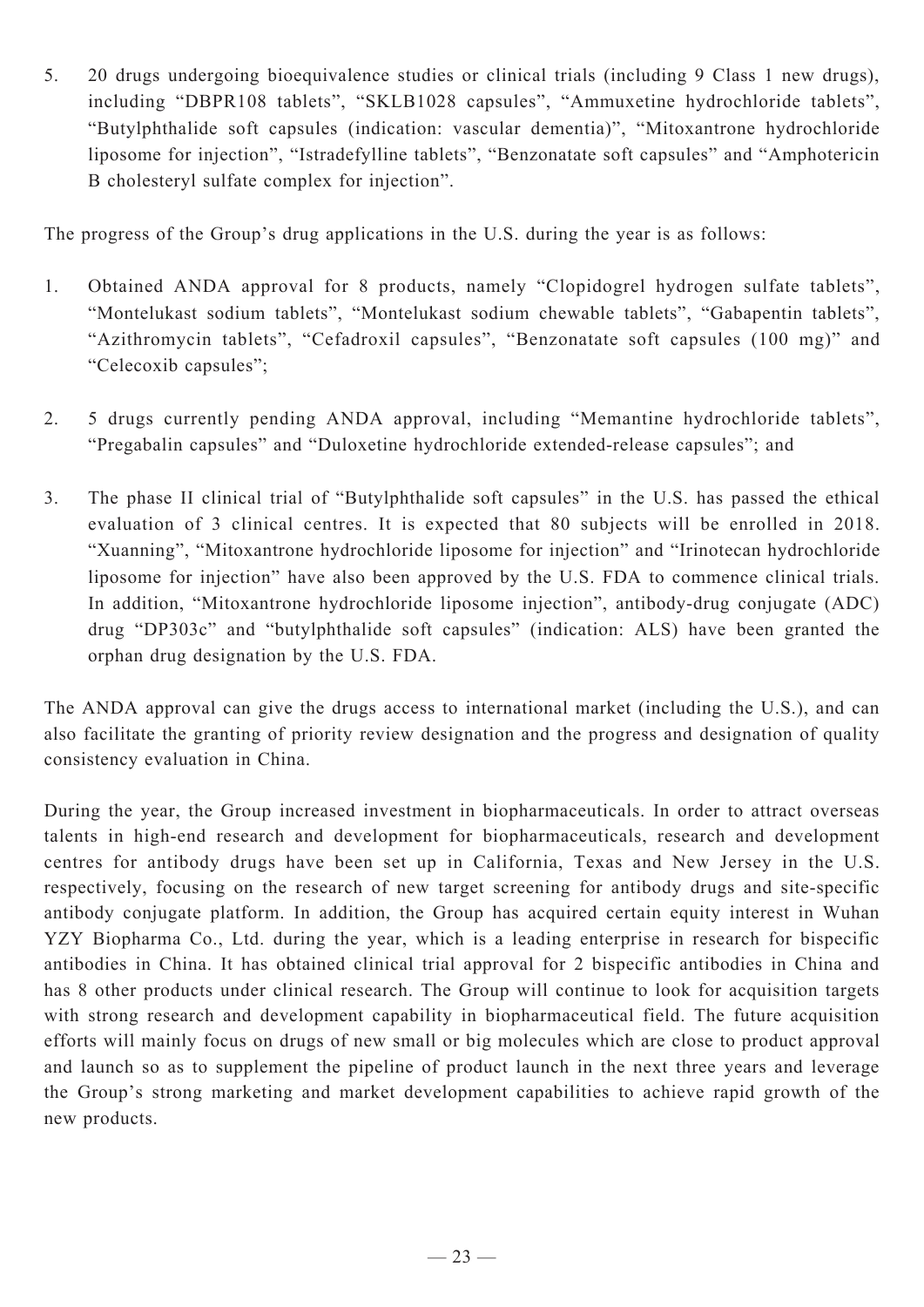5. 20 drugs undergoing bioequivalence studies or clinical trials (including 9 Class 1 new drugs), including "DBPR108 tablets", "SKLB1028 capsules", "Ammuxetine hydrochloride tablets", "Butylphthalide soft capsules (indication: vascular dementia)", "Mitoxantrone hydrochloride liposome for injection", "Istradefylline tablets", "Benzonatate soft capsules" and "Amphotericin B cholesteryl sulfate complex for injection".

The progress of the Group's drug applications in the U.S. during the year is as follows:

1. Obtained ANDA approval for 8 products, namely "Clopidogrel hydrogen sulfate tablets", "Montelukast sodium tablets", "Montelukast sodium chewable tablets", "Gabapentin tablets", "Azithromycin tablets", "Cefadroxil capsules", "Benzonatate soft capsules (100 mg)" and "Celecoxib capsules";

2. 5 drugs currently pending ANDA approval, including "Memantine hydrochloride tablets", "Pregabalin capsules" and "Duloxetine hydrochloride extended-release capsules"; and

3. The phase II clinical trial of "Butylphthalide soft capsules" in the U.S. has passed the ethical evaluation of 3 clinical centres. It is expected that 80 subjects will be enrolled in 2018. "Xuanning", "Mitoxantrone hydrochloride liposome for injection" and "Irinotecan hydrochloride liposome for injection" have also been approved by the U.S. FDA to commence clinical trials. In addition, "Mitoxantrone hydrochloride liposome injection", antibody-drug conjugate (ADC) drug "DP303c" and "butylphthalide soft capsules" (indication: ALS) have been granted the orphan drug designation by the U.S. FDA.

The ANDA approval can give the drugs access to international market (including the U.S.), and can also facilitate the granting of priority review designation and the progress and designation of quality consistency evaluation in China.

During the year, the Group increased investment in biopharmaceuticals. In order to attract overseas talents in high-end research and development for biopharmaceuticals, research and development centres for antibody drugs have been set up in California, Texas and New Jersey in the U.S. respectively, focusing on the research of new target screening for antibody drugs and site-specific antibody conjugate platform. In addition, the Group has acquired certain equity interest in Wuhan YZY Biopharma Co., Ltd. during the year, which is a leading enterprise in research for bispecific antibodies in China. It has obtained clinical trial approval for 2 bispecific antibodies in China and has 8 other products under clinical research. The Group will continue to look for acquisition targets with strong research and development capability in biopharmaceutical field. The future acquisition efforts will mainly focus on drugs of new small or big molecules which are close to product approval and launch so as to supplement the pipeline of product launch in the next three years and leverage the Group's strong marketing and market development capabilities to achieve rapid growth of the new products.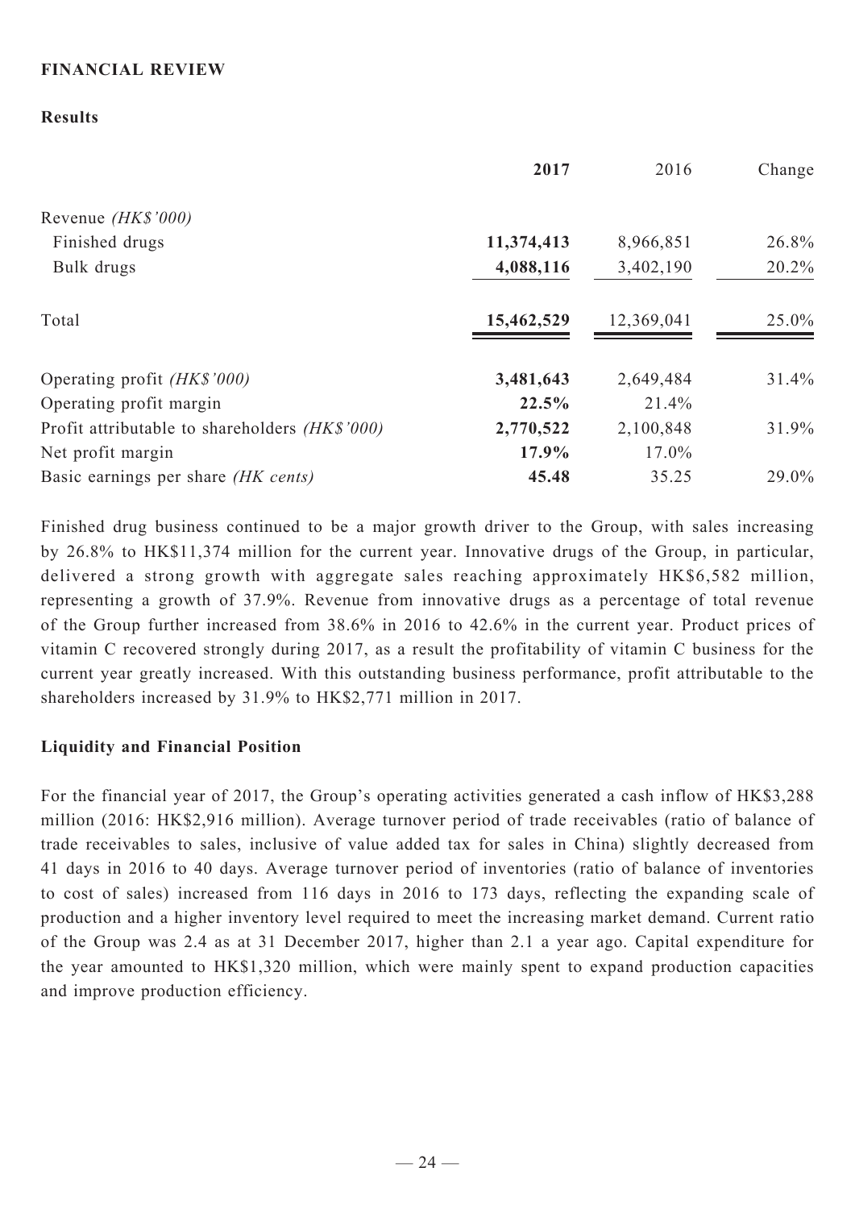## FINANCIAL REVIEW

### Results

| | **2017** | 2016 | Change |
|---|---|---|---|
| Revenue *(HK$'000)* | | | |
| Finished drugs | **11,374,413** | 8,966,851 | 26.8% |
| Bulk drugs | **4,088,116** | 3,402,190 | 20.2% |
| Total | **15,462,529** | 12,369,041 | 25.0% |
| Operating profit *(HK$'000)* | **3,481,643** | 2,649,484 | 31.4% |
| Operating profit margin | **22.5%** | 21.4% | |
| Profit attributable to shareholders *(HK$'000)* | **2,770,522** | 2,100,848 | 31.9% |
| Net profit margin | **17.9%** | 17.0% | |
| Basic earnings per share *(HK cents)* | **45.48** | 35.25 | 29.0% |

Finished drug business continued to be a major growth driver to the Group, with sales increasing by 26.8% to HK$11,374 million for the current year. Innovative drugs of the Group, in particular, delivered a strong growth with aggregate sales reaching approximately HK$6,582 million, representing a growth of 37.9%. Revenue from innovative drugs as a percentage of total revenue of the Group further increased from 38.6% in 2016 to 42.6% in the current year. Product prices of vitamin C recovered strongly during 2017, as a result the profitability of vitamin C business for the current year greatly increased. With this outstanding business performance, profit attributable to the shareholders increased by 31.9% to HK$2,771 million in 2017.

### Liquidity and Financial Position

For the financial year of 2017, the Group's operating activities generated a cash inflow of HK$3,288 million (2016: HK$2,916 million). Average turnover period of trade receivables (ratio of balance of trade receivables to sales, inclusive of value added tax for sales in China) slightly decreased from 41 days in 2016 to 40 days. Average turnover period of inventories (ratio of balance of inventories to cost of sales) increased from 116 days in 2016 to 173 days, reflecting the expanding scale of production and a higher inventory level required to meet the increasing market demand. Current ratio of the Group was 2.4 as at 31 December 2017, higher than 2.1 a year ago. Capital expenditure for the year amounted to HK$1,320 million, which were mainly spent to expand production capacities and improve production efficiency.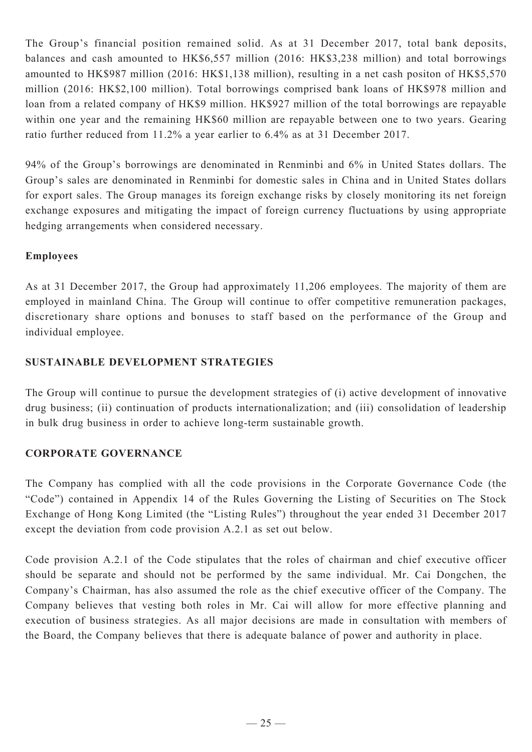The Group's financial position remained solid. As at 31 December 2017, total bank deposits, balances and cash amounted to HK$6,557 million (2016: HK$3,238 million) and total borrowings amounted to HK$987 million (2016: HK$1,138 million), resulting in a net cash positon of HK$5,570 million (2016: HK$2,100 million). Total borrowings comprised bank loans of HK$978 million and loan from a related company of HK$9 million. HK$927 million of the total borrowings are repayable within one year and the remaining HK$60 million are repayable between one to two years. Gearing ratio further reduced from 11.2% a year earlier to 6.4% as at 31 December 2017.

94% of the Group's borrowings are denominated in Renminbi and 6% in United States dollars. The Group's sales are denominated in Renminbi for domestic sales in China and in United States dollars for export sales. The Group manages its foreign exchange risks by closely monitoring its net foreign exchange exposures and mitigating the impact of foreign currency fluctuations by using appropriate hedging arrangements when considered necessary.

**Employees**

As at 31 December 2017, the Group had approximately 11,206 employees. The majority of them are employed in mainland China. The Group will continue to offer competitive remuneration packages, discretionary share options and bonuses to staff based on the performance of the Group and individual employee.

## SUSTAINABLE DEVELOPMENT STRATEGIES

The Group will continue to pursue the development strategies of (i) active development of innovative drug business; (ii) continuation of products internationalization; and (iii) consolidation of leadership in bulk drug business in order to achieve long-term sustainable growth.

## CORPORATE GOVERNANCE

The Company has complied with all the code provisions in the Corporate Governance Code (the "Code") contained in Appendix 14 of the Rules Governing the Listing of Securities on The Stock Exchange of Hong Kong Limited (the "Listing Rules") throughout the year ended 31 December 2017 except the deviation from code provision A.2.1 as set out below.

Code provision A.2.1 of the Code stipulates that the roles of chairman and chief executive officer should be separate and should not be performed by the same individual. Mr. Cai Dongchen, the Company's Chairman, has also assumed the role as the chief executive officer of the Company. The Company believes that vesting both roles in Mr. Cai will allow for more effective planning and execution of business strategies. As all major decisions are made in consultation with members of the Board, the Company believes that there is adequate balance of power and authority in place.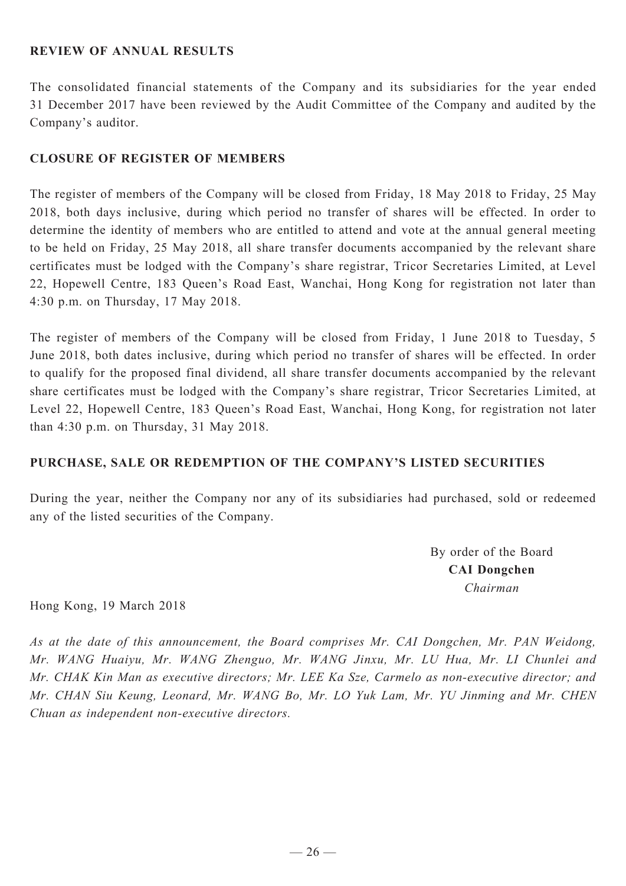## REVIEW OF ANNUAL RESULTS

The consolidated financial statements of the Company and its subsidiaries for the year ended 31 December 2017 have been reviewed by the Audit Committee of the Company and audited by the Company's auditor.

## CLOSURE OF REGISTER OF MEMBERS

The register of members of the Company will be closed from Friday, 18 May 2018 to Friday, 25 May 2018, both days inclusive, during which period no transfer of shares will be effected. In order to determine the identity of members who are entitled to attend and vote at the annual general meeting to be held on Friday, 25 May 2018, all share transfer documents accompanied by the relevant share certificates must be lodged with the Company's share registrar, Tricor Secretaries Limited, at Level 22, Hopewell Centre, 183 Queen's Road East, Wanchai, Hong Kong for registration not later than 4:30 p.m. on Thursday, 17 May 2018.

The register of members of the Company will be closed from Friday, 1 June 2018 to Tuesday, 5 June 2018, both dates inclusive, during which period no transfer of shares will be effected. In order to qualify for the proposed final dividend, all share transfer documents accompanied by the relevant share certificates must be lodged with the Company's share registrar, Tricor Secretaries Limited, at Level 22, Hopewell Centre, 183 Queen's Road East, Wanchai, Hong Kong, for registration not later than 4:30 p.m. on Thursday, 31 May 2018.

## PURCHASE, SALE OR REDEMPTION OF THE COMPANY'S LISTED SECURITIES

During the year, neither the Company nor any of its subsidiaries had purchased, sold or redeemed any of the listed securities of the Company.

By order of the Board
**CAI Dongchen**
*Chairman*

Hong Kong, 19 March 2018

*As at the date of this announcement, the Board comprises Mr. CAI Dongchen, Mr. PAN Weidong, Mr. WANG Huaiyu, Mr. WANG Zhenguo, Mr. WANG Jinxu, Mr. LU Hua, Mr. LI Chunlei and Mr. CHAK Kin Man as executive directors; Mr. LEE Ka Sze, Carmelo as non-executive director; and Mr. CHAN Siu Keung, Leonard, Mr. WANG Bo, Mr. LO Yuk Lam, Mr. YU Jinming and Mr. CHEN Chuan as independent non-executive directors.*